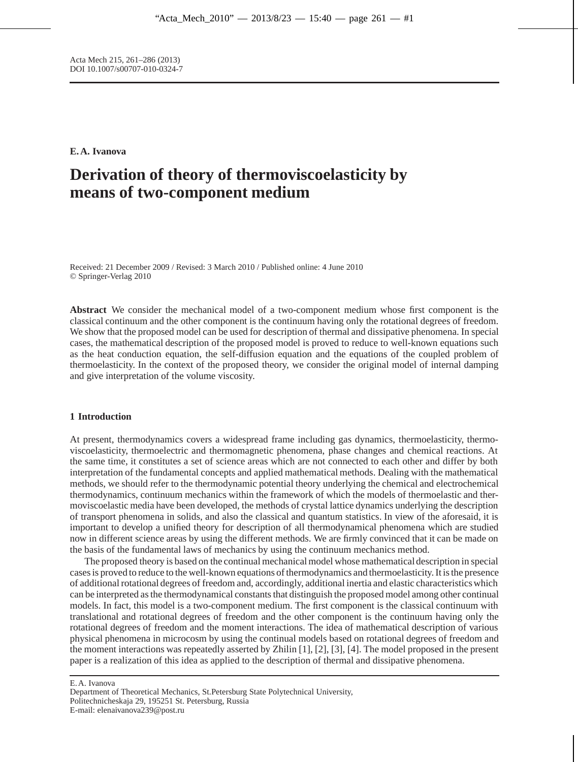Acta Mech 215, 261–286 (2013)
DOI 10.1007/s00707-010-0324-7

**E. A. Ivanova**

# Derivation of theory of thermoviscoelasticity by means of two-component medium

Received: 21 December 2009 / Revised: 3 March 2010 / Published online: 4 June 2010
© Springer-Verlag 2010

**Abstract** We consider the mechanical model of a two-component medium whose first component is the classical continuum and the other component is the continuum having only the rotational degrees of freedom. We show that the proposed model can be used for description of thermal and dissipative phenomena. In special cases, the mathematical description of the proposed model is proved to reduce to well-known equations such as the heat conduction equation, the self-diffusion equation and the equations of the coupled problem of thermoelasticity. In the context of the proposed theory, we consider the original model of internal damping and give interpretation of the volume viscosity.

## 1 Introduction

At present, thermodynamics covers a widespread frame including gas dynamics, thermoelasticity, thermoviscoelasticity, thermoelectric and thermomagnetic phenomena, phase changes and chemical reactions. At the same time, it constitutes a set of science areas which are not connected to each other and differ by both interpretation of the fundamental concepts and applied mathematical methods. Dealing with the mathematical methods, we should refer to the thermodynamic potential theory underlying the chemical and electrochemical thermodynamics, continuum mechanics within the framework of which the models of thermoelastic and thermoviscoelastic media have been developed, the methods of crystal lattice dynamics underlying the description of transport phenomena in solids, and also the classical and quantum statistics. In view of the aforesaid, it is important to develop a unified theory for description of all thermodynamical phenomena which are studied now in different science areas by using the different methods. We are firmly convinced that it can be made on the basis of the fundamental laws of mechanics by using the continuum mechanics method.

The proposed theory is based on the continual mechanical model whose mathematical description in special cases is proved to reduce to the well-known equations of thermodynamics and thermoelasticity. It is the presence of additional rotational degrees of freedom and, accordingly, additional inertia and elastic characteristics which can be interpreted as the thermodynamical constants that distinguish the proposed model among other continual models. In fact, this model is a two-component medium. The first component is the classical continuum with translational and rotational degrees of freedom and the other component is the continuum having only the rotational degrees of freedom and the moment interactions. The idea of mathematical description of various physical phenomena in microcosm by using the continual models based on rotational degrees of freedom and the moment interactions was repeatedly asserted by Zhilin [1], [2], [3], [4]. The model proposed in the present paper is a realization of this idea as applied to the description of thermal and dissipative phenomena.

---

E. A. Ivanova
Department of Theoretical Mechanics, St.Petersburg State Polytechnical University,
Politechnicheskaja 29, 195251 St. Petersburg, Russia
E-mail: elenaivanova239@post.ru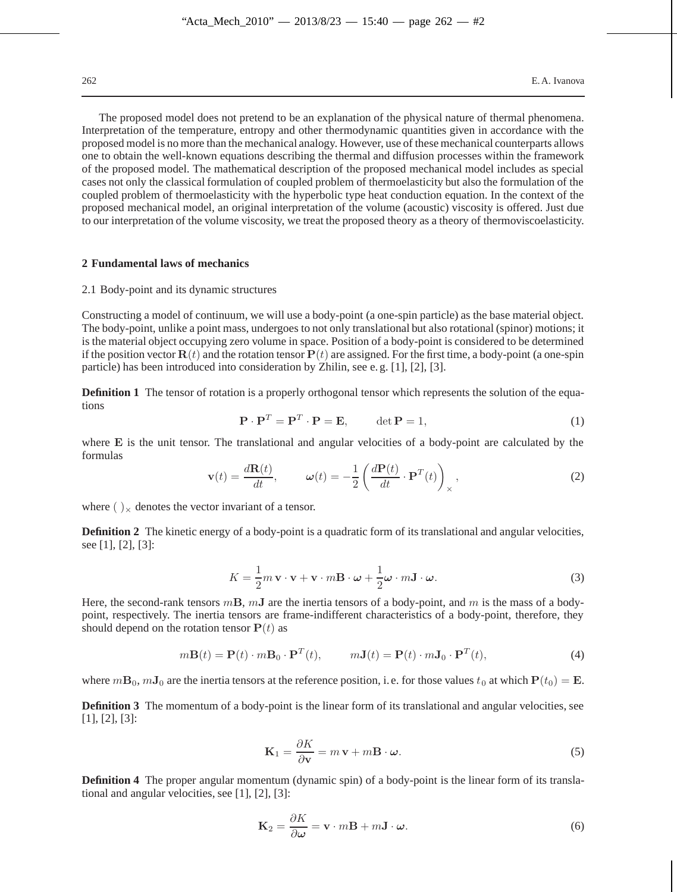The proposed model does not pretend to be an explanation of the physical nature of thermal phenomena. Interpretation of the temperature, entropy and other thermodynamic quantities given in accordance with the proposed model is no more than the mechanical analogy. However, use of these mechanical counterparts allows one to obtain the well-known equations describing the thermal and diffusion processes within the framework of the proposed model. The mathematical description of the proposed mechanical model includes as special cases not only the classical formulation of coupled problem of thermoelasticity but also the formulation of the coupled problem of thermoelasticity with the hyperbolic type heat conduction equation. In the context of the proposed mechanical model, an original interpretation of the volume (acoustic) viscosity is offered. Just due to our interpretation of the volume viscosity, we treat the proposed theory as a theory of thermoviscoelasticity.

## 2 Fundamental laws of mechanics

### 2.1 Body-point and its dynamic structures

Constructing a model of continuum, we will use a body-point (a one-spin particle) as the base material object. The body-point, unlike a point mass, undergoes to not only translational but also rotational (spinor) motions; it is the material object occupying zero volume in space. Position of a body-point is considered to be determined if the position vector $\mathbf{R}(t)$ and the rotation tensor $\mathbf{P}(t)$ are assigned. For the first time, a body-point (a one-spin particle) has been introduced into consideration by Zhilin, see e. g. [1], [2], [3].

**Definition 1** The tensor of rotation is a properly orthogonal tensor which represents the solution of the equations

$$\mathbf{P} \cdot \mathbf{P}^T = \mathbf{P}^T \cdot \mathbf{P} = \mathbf{E}, \qquad \det \mathbf{P} = 1, \tag{1}$$

where $\mathbf{E}$ is the unit tensor. The translational and angular velocities of a body-point are calculated by the formulas

$$\mathbf{v}(t) = \frac{d\mathbf{R}(t)}{dt}, \qquad \boldsymbol{\omega}(t) = -\frac{1}{2}\left(\frac{d\mathbf{P}(t)}{dt} \cdot \mathbf{P}^T(t)\right)_\times, \tag{2}$$

where $(\;)_\times$ denotes the vector invariant of a tensor.

**Definition 2** The kinetic energy of a body-point is a quadratic form of its translational and angular velocities, see [1], [2], [3]:

$$K = \frac{1}{2} m\, \mathbf{v} \cdot \mathbf{v} + \mathbf{v} \cdot m\mathbf{B} \cdot \boldsymbol{\omega} + \frac{1}{2} \boldsymbol{\omega} \cdot m\mathbf{J} \cdot \boldsymbol{\omega}. \tag{3}$$

Here, the second-rank tensors $m\mathbf{B}$, $m\mathbf{J}$ are the inertia tensors of a body-point, and $m$ is the mass of a body-point, respectively. The inertia tensors are frame-indifferent characteristics of a body-point, therefore, they should depend on the rotation tensor $\mathbf{P}(t)$ as

$$m\mathbf{B}(t) = \mathbf{P}(t) \cdot m\mathbf{B}_0 \cdot \mathbf{P}^T(t), \qquad m\mathbf{J}(t) = \mathbf{P}(t) \cdot m\mathbf{J}_0 \cdot \mathbf{P}^T(t), \tag{4}$$

where $m\mathbf{B}_0$, $m\mathbf{J}_0$ are the inertia tensors at the reference position, i. e. for those values $t_0$ at which $\mathbf{P}(t_0) = \mathbf{E}$.

**Definition 3** The momentum of a body-point is the linear form of its translational and angular velocities, see [1], [2], [3]:

$$\mathbf{K}_1 = \frac{\partial K}{\partial \mathbf{v}} = m\, \mathbf{v} + m\mathbf{B} \cdot \boldsymbol{\omega}. \tag{5}$$

**Definition 4** The proper angular momentum (dynamic spin) of a body-point is the linear form of its translational and angular velocities, see [1], [2], [3]:

$$\mathbf{K}_2 = \frac{\partial K}{\partial \boldsymbol{\omega}} = \mathbf{v} \cdot m\mathbf{B} + m\mathbf{J} \cdot \boldsymbol{\omega}. \tag{6}$$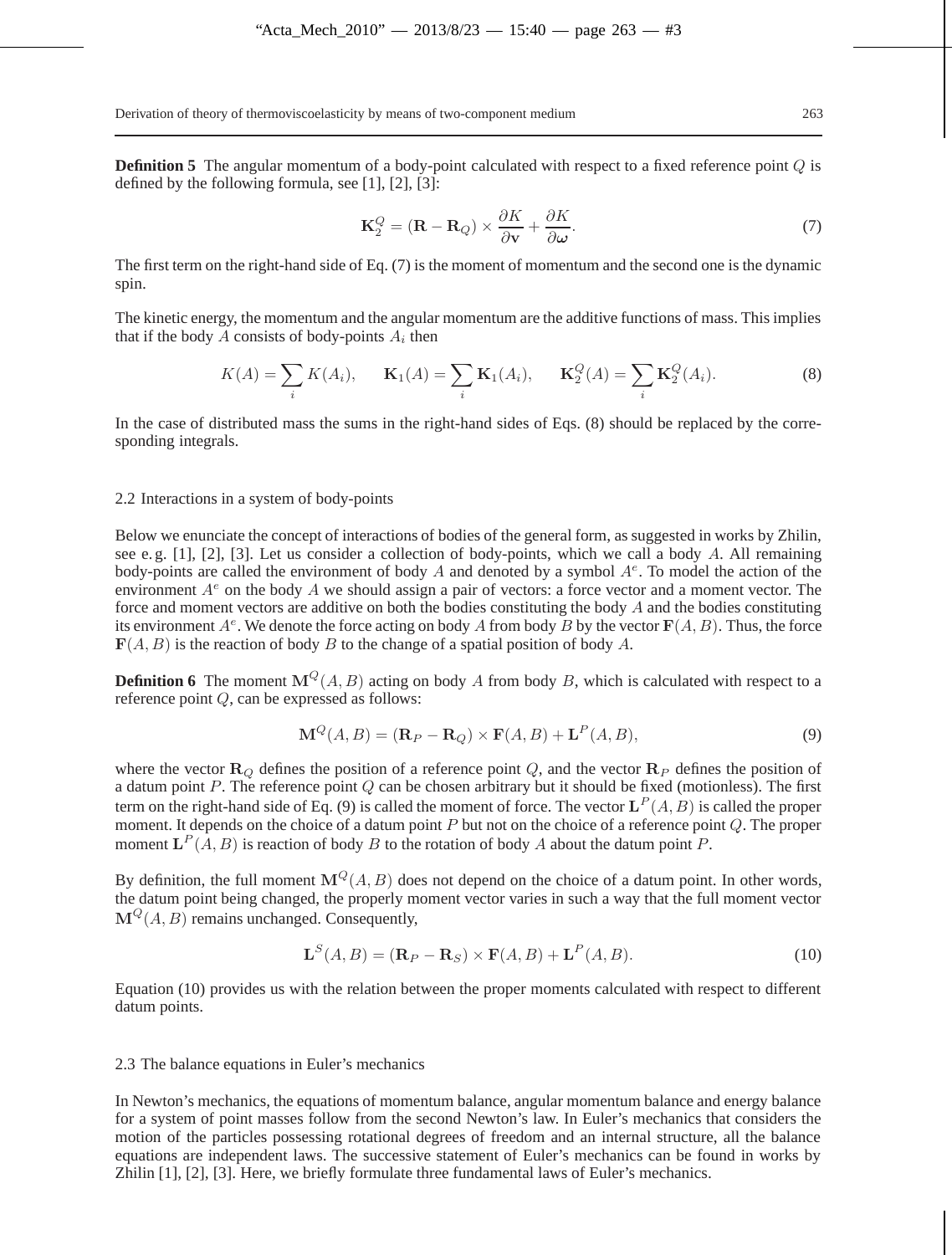**Definition 5** The angular momentum of a body-point calculated with respect to a fixed reference point $Q$ is defined by the following formula, see [1], [2], [3]:

$$\mathbf{K}_2^Q = (\mathbf{R} - \mathbf{R}_Q) \times \frac{\partial K}{\partial \mathbf{v}} + \frac{\partial K}{\partial \boldsymbol{\omega}}. \tag{7}$$

The first term on the right-hand side of Eq. (7) is the moment of momentum and the second one is the dynamic spin.

The kinetic energy, the momentum and the angular momentum are the additive functions of mass. This implies that if the body $A$ consists of body-points $A_i$ then

$$K(A) = \sum_i K(A_i), \qquad \mathbf{K}_1(A) = \sum_i \mathbf{K}_1(A_i), \qquad \mathbf{K}_2^Q(A) = \sum_i \mathbf{K}_2^Q(A_i). \tag{8}$$

In the case of distributed mass the sums in the right-hand sides of Eqs. (8) should be replaced by the corresponding integrals.

### 2.2 Interactions in a system of body-points

Below we enunciate the concept of interactions of bodies of the general form, as suggested in works by Zhilin, see e. g. [1], [2], [3]. Let us consider a collection of body-points, which we call a body $A$. All remaining body-points are called the environment of body $A$ and denoted by a symbol $A^e$. To model the action of the environment $A^e$ on the body $A$ we should assign a pair of vectors: a force vector and a moment vector. The force and moment vectors are additive on both the bodies constituting the body $A$ and the bodies constituting its environment $A^e$. We denote the force acting on body $A$ from body $B$ by the vector $\mathbf{F}(A, B)$. Thus, the force $\mathbf{F}(A, B)$ is the reaction of body $B$ to the change of a spatial position of body $A$.

**Definition 6** The moment $\mathbf{M}^Q(A, B)$ acting on body $A$ from body $B$, which is calculated with respect to a reference point $Q$, can be expressed as follows:

$$\mathbf{M}^Q(A, B) = (\mathbf{R}_P - \mathbf{R}_Q) \times \mathbf{F}(A, B) + \mathbf{L}^P(A, B), \tag{9}$$

where the vector $\mathbf{R}_Q$ defines the position of a reference point $Q$, and the vector $\mathbf{R}_P$ defines the position of a datum point $P$. The reference point $Q$ can be chosen arbitrary but it should be fixed (motionless). The first term on the right-hand side of Eq. (9) is called the moment of force. The vector $\mathbf{L}^P(A, B)$ is called the proper moment. It depends on the choice of a datum point $P$ but not on the choice of a reference point $Q$. The proper moment $\mathbf{L}^P(A, B)$ is reaction of body $B$ to the rotation of body $A$ about the datum point $P$.

By definition, the full moment $\mathbf{M}^Q(A, B)$ does not depend on the choice of a datum point. In other words, the datum point being changed, the properly moment vector varies in such a way that the full moment vector $\mathbf{M}^Q(A, B)$ remains unchanged. Consequently,

$$\mathbf{L}^S(A, B) = (\mathbf{R}_P - \mathbf{R}_S) \times \mathbf{F}(A, B) + \mathbf{L}^P(A, B). \tag{10}$$

Equation (10) provides us with the relation between the proper moments calculated with respect to different datum points.

### 2.3 The balance equations in Euler's mechanics

In Newton's mechanics, the equations of momentum balance, angular momentum balance and energy balance for a system of point masses follow from the second Newton's law. In Euler's mechanics that considers the motion of the particles possessing rotational degrees of freedom and an internal structure, all the balance equations are independent laws. The successive statement of Euler's mechanics can be found in works by Zhilin [1], [2], [3]. Here, we briefly formulate three fundamental laws of Euler's mechanics.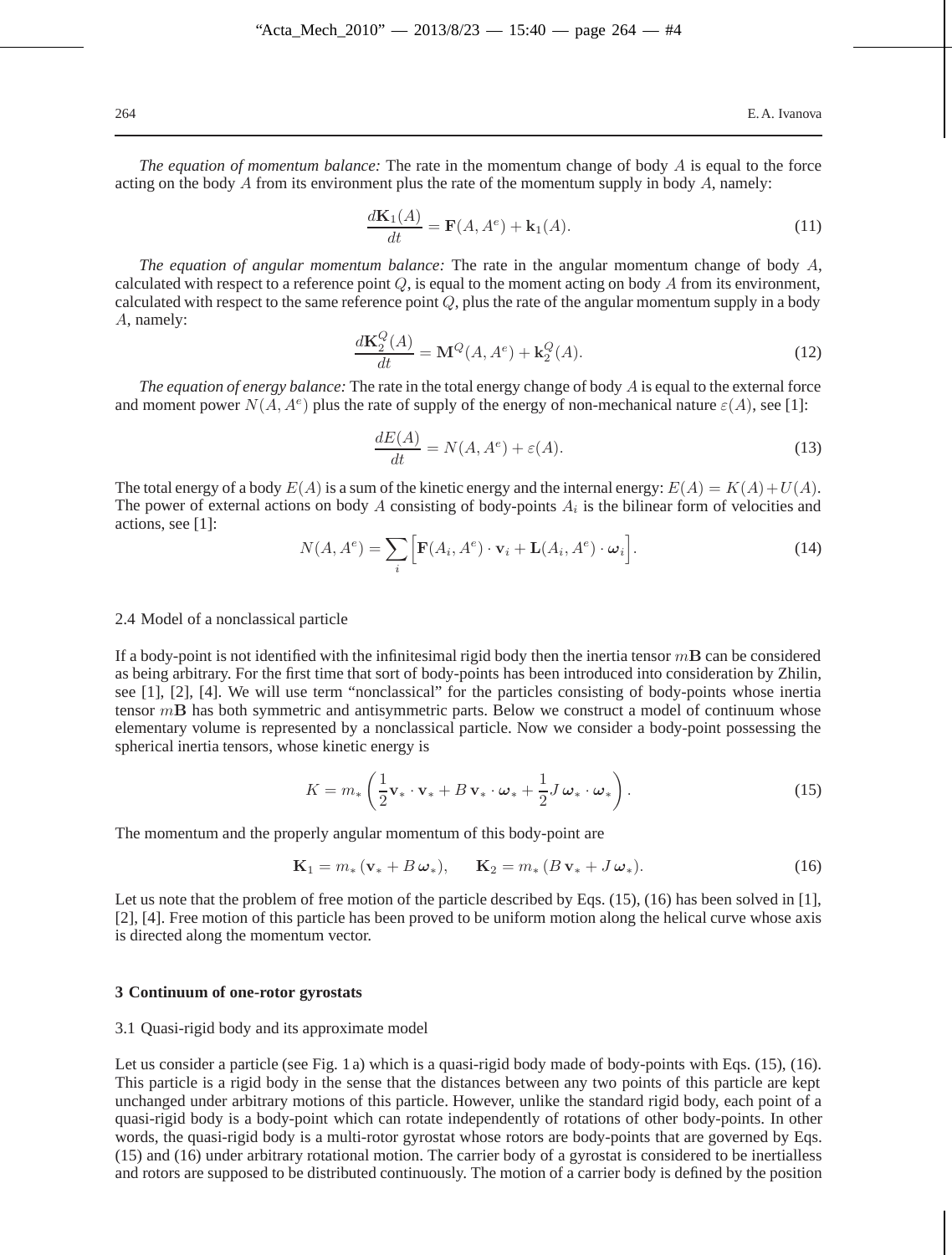*The equation of momentum balance:* The rate in the momentum change of body $A$ is equal to the force acting on the body $A$ from its environment plus the rate of the momentum supply in body $A$, namely:

$$\frac{d\mathbf{K}_1(A)}{dt} = \mathbf{F}(A, A^e) + \mathbf{k}_1(A). \tag{11}$$

*The equation of angular momentum balance:* The rate in the angular momentum change of body $A$, calculated with respect to a reference point $Q$, is equal to the moment acting on body $A$ from its environment, calculated with respect to the same reference point $Q$, plus the rate of the angular momentum supply in a body $A$, namely:

$$\frac{d\mathbf{K}_2^Q(A)}{dt} = \mathbf{M}^Q(A, A^e) + \mathbf{k}_2^Q(A). \tag{12}$$

*The equation of energy balance:* The rate in the total energy change of body $A$ is equal to the external force and moment power $N(A, A^e)$ plus the rate of supply of the energy of non-mechanical nature $\varepsilon(A)$, see [1]:

$$\frac{dE(A)}{dt} = N(A, A^e) + \varepsilon(A). \tag{13}$$

The total energy of a body $E(A)$ is a sum of the kinetic energy and the internal energy: $E(A) = K(A) + U(A)$. The power of external actions on body $A$ consisting of body-points $A_i$ is the bilinear form of velocities and actions, see [1]:

$$N(A, A^e) = \sum_i \Big[ \mathbf{F}(A_i, A^e) \cdot \mathbf{v}_i + \mathbf{L}(A_i, A^e) \cdot \boldsymbol{\omega}_i \Big]. \tag{14}$$

### 2.4 Model of a nonclassical particle

If a body-point is not identified with the infinitesimal rigid body then the inertia tensor $m\mathbf{B}$ can be considered as being arbitrary. For the first time that sort of body-points has been introduced into consideration by Zhilin, see [1], [2], [4]. We will use term "nonclassical" for the particles consisting of body-points whose inertia tensor $m\mathbf{B}$ has both symmetric and antisymmetric parts. Below we construct a model of continuum whose elementary volume is represented by a nonclassical particle. Now we consider a body-point possessing the spherical inertia tensors, whose kinetic energy is

$$K = m_* \left( \frac{1}{2} \mathbf{v}_* \cdot \mathbf{v}_* + B\, \mathbf{v}_* \cdot \boldsymbol{\omega}_* + \frac{1}{2} J\, \boldsymbol{\omega}_* \cdot \boldsymbol{\omega}_* \right). \tag{15}$$

The momentum and the properly angular momentum of this body-point are

$$\mathbf{K}_1 = m_* (\mathbf{v}_* + B\, \boldsymbol{\omega}_*), \qquad \mathbf{K}_2 = m_* (B\, \mathbf{v}_* + J\, \boldsymbol{\omega}_*). \tag{16}$$

Let us note that the problem of free motion of the particle described by Eqs. (15), (16) has been solved in [1], [2], [4]. Free motion of this particle has been proved to be uniform motion along the helical curve whose axis is directed along the momentum vector.

## 3 Continuum of one-rotor gyrostats

### 3.1 Quasi-rigid body and its approximate model

Let us consider a particle (see Fig. 1 a) which is a quasi-rigid body made of body-points with Eqs. (15), (16). This particle is a rigid body in the sense that the distances between any two points of this particle are kept unchanged under arbitrary motions of this particle. However, unlike the standard rigid body, each point of a quasi-rigid body is a body-point which can rotate independently of rotations of other body-points. In other words, the quasi-rigid body is a multi-rotor gyrostat whose rotors are body-points that are governed by Eqs. (15) and (16) under arbitrary rotational motion. The carrier body of a gyrostat is considered to be inertialless and rotors are supposed to be distributed continuously. The motion of a carrier body is defined by the position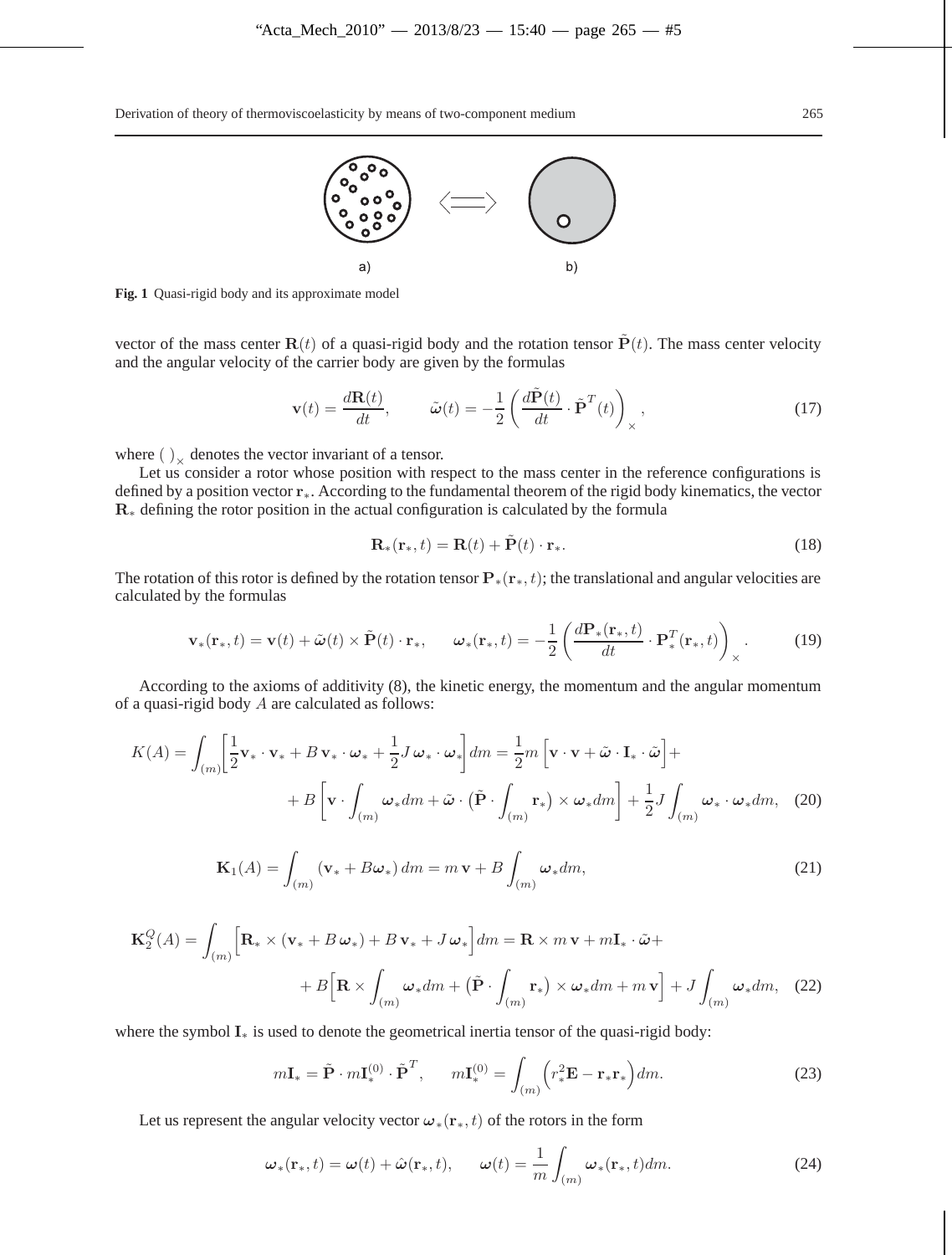a) b)

**Fig. 1** Quasi-rigid body and its approximate model

vector of the mass center $\mathbf{R}(t)$ of a quasi-rigid body and the rotation tensor $\tilde{\mathbf{P}}(t)$. The mass center velocity and the angular velocity of the carrier body are given by the formulas

$$\mathbf{v}(t) = \frac{d\mathbf{R}(t)}{dt}, \qquad \tilde{\boldsymbol{\omega}}(t) = -\frac{1}{2}\left(\frac{d\tilde{\mathbf{P}}(t)}{dt}\cdot\tilde{\mathbf{P}}^T(t)\right)_\times, \tag{17}$$

where $(\,)_\times$ denotes the vector invariant of a tensor.

Let us consider a rotor whose position with respect to the mass center in the reference configurations is defined by a position vector $\mathbf{r}_*$. According to the fundamental theorem of the rigid body kinematics, the vector $\mathbf{R}_*$ defining the rotor position in the actual configuration is calculated by the formula

$$\mathbf{R}_*(\mathbf{r}_*, t) = \mathbf{R}(t) + \tilde{\mathbf{P}}(t)\cdot\mathbf{r}_*. \tag{18}$$

The rotation of this rotor is defined by the rotation tensor $\mathbf{P}_*(\mathbf{r}_*, t)$; the translational and angular velocities are calculated by the formulas

$$\mathbf{v}_*(\mathbf{r}_*, t) = \mathbf{v}(t) + \tilde{\boldsymbol{\omega}}(t)\times\tilde{\mathbf{P}}(t)\cdot\mathbf{r}_*, \qquad \boldsymbol{\omega}_*(\mathbf{r}_*, t) = -\frac{1}{2}\left(\frac{d\mathbf{P}_*(\mathbf{r}_*, t)}{dt}\cdot\mathbf{P}_*^T(\mathbf{r}_*, t)\right)_\times. \tag{19}$$

According to the axioms of additivity (8), the kinetic energy, the momentum and the angular momentum of a quasi-rigid body $A$ are calculated as follows:

$$K(A) = \int_{(m)}\left[\frac{1}{2}\mathbf{v}_*\cdot\mathbf{v}_* + B\,\mathbf{v}_*\cdot\boldsymbol{\omega}_* + \frac{1}{2}J\,\boldsymbol{\omega}_*\cdot\boldsymbol{\omega}_*\right]dm = \frac{1}{2}m\left[\mathbf{v}\cdot\mathbf{v} + \tilde{\boldsymbol{\omega}}\cdot\mathbf{I}_*\cdot\tilde{\boldsymbol{\omega}}\right] + \\ + B\left[\mathbf{v}\cdot\int_{(m)}\boldsymbol{\omega}_* dm + \tilde{\boldsymbol{\omega}}\cdot\left(\tilde{\mathbf{P}}\cdot\int_{(m)}\mathbf{r}_*\right)\times\boldsymbol{\omega}_* dm\right] + \frac{1}{2}J\int_{(m)}\boldsymbol{\omega}_*\cdot\boldsymbol{\omega}_* dm, \tag{20}$$

$$\mathbf{K}_1(A) = \int_{(m)}\left(\mathbf{v}_* + B\boldsymbol{\omega}_*\right)dm = m\,\mathbf{v} + B\int_{(m)}\boldsymbol{\omega}_* dm, \tag{21}$$

$$\mathbf{K}_2^Q(A) = \int_{(m)}\Big[\mathbf{R}_*\times(\mathbf{v}_* + B\,\boldsymbol{\omega}_*) + B\,\mathbf{v}_* + J\,\boldsymbol{\omega}_*\Big]dm = \mathbf{R}\times m\,\mathbf{v} + m\mathbf{I}_*\cdot\tilde{\boldsymbol{\omega}} + \\ + B\Big[\mathbf{R}\times\int_{(m)}\boldsymbol{\omega}_* dm + \left(\tilde{\mathbf{P}}\cdot\int_{(m)}\mathbf{r}_*\right)\times\boldsymbol{\omega}_* dm + m\,\mathbf{v}\Big] + J\int_{(m)}\boldsymbol{\omega}_* dm, \tag{22}$$

where the symbol $\mathbf{I}_*$ is used to denote the geometrical inertia tensor of the quasi-rigid body:

$$m\mathbf{I}_* = \tilde{\mathbf{P}}\cdot m\mathbf{I}_*^{(0)}\cdot\tilde{\mathbf{P}}^T, \qquad m\mathbf{I}_*^{(0)} = \int_{(m)}\Big(r_*^2\mathbf{E} - \mathbf{r}_*\mathbf{r}_*\Big)dm. \tag{23}$$

Let us represent the angular velocity vector $\boldsymbol{\omega}_*(\mathbf{r}_*, t)$ of the rotors in the form

$$\boldsymbol{\omega}_*(\mathbf{r}_*, t) = \boldsymbol{\omega}(t) + \hat{\boldsymbol{\omega}}(\mathbf{r}_*, t), \qquad \boldsymbol{\omega}(t) = \frac{1}{m}\int_{(m)}\boldsymbol{\omega}_*(\mathbf{r}_*, t)dm. \tag{24}$$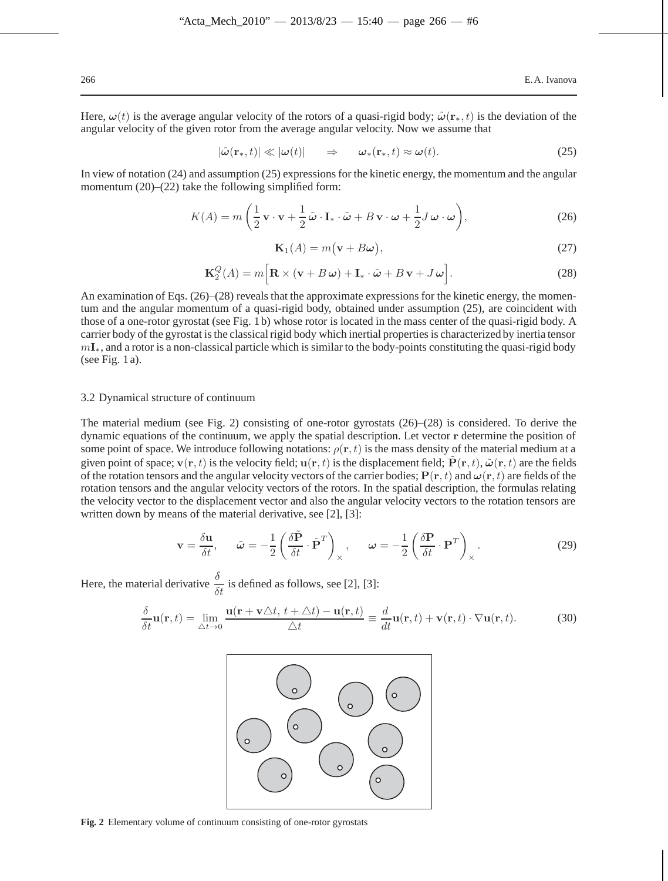Here, $\boldsymbol{\omega}(t)$ is the average angular velocity of the rotors of a quasi-rigid body; $\hat{\boldsymbol{\omega}}(\mathbf{r}_*, t)$ is the deviation of the angular velocity of the given rotor from the average angular velocity. Now we assume that

$$|\hat{\boldsymbol{\omega}}(\mathbf{r}_*, t)| \ll |\boldsymbol{\omega}(t)| \qquad \Rightarrow \qquad \boldsymbol{\omega}_*(\mathbf{r}_*, t) \approx \boldsymbol{\omega}(t). \tag{25}$$

In view of notation (24) and assumption (25) expressions for the kinetic energy, the momentum and the angular momentum (20)–(22) take the following simplified form:

$$K(A) = m\left(\frac{1}{2}\,\mathbf{v}\cdot\mathbf{v} + \frac{1}{2}\,\tilde{\boldsymbol{\omega}}\cdot\mathbf{I}_*\cdot\tilde{\boldsymbol{\omega}} + B\,\mathbf{v}\cdot\boldsymbol{\omega} + \frac{1}{2}J\,\boldsymbol{\omega}\cdot\boldsymbol{\omega}\right), \tag{26}$$

$$\mathbf{K}_1(A) = m\big(\mathbf{v} + B\boldsymbol{\omega}\big), \tag{27}$$

$$\mathbf{K}_2^Q(A) = m\Big[\mathbf{R}\times(\mathbf{v} + B\,\boldsymbol{\omega}) + \mathbf{I}_*\cdot\tilde{\boldsymbol{\omega}} + B\,\mathbf{v} + J\,\boldsymbol{\omega}\Big]. \tag{28}$$

An examination of Eqs. (26)–(28) reveals that the approximate expressions for the kinetic energy, the momentum and the angular momentum of a quasi-rigid body, obtained under assumption (25), are coincident with those of a one-rotor gyrostat (see Fig. 1 b) whose rotor is located in the mass center of the quasi-rigid body. A carrier body of the gyrostat is the classical rigid body which inertial properties is characterized by inertia tensor $m\mathbf{I}_*$, and a rotor is a non-classical particle which is similar to the body-points constituting the quasi-rigid body (see Fig. 1 a).

### 3.2 Dynamical structure of continuum

The material medium (see Fig. 2) consisting of one-rotor gyrostats (26)–(28) is considered. To derive the dynamic equations of the continuum, we apply the spatial description. Let vector $\mathbf{r}$ determine the position of some point of space. We introduce following notations: $\rho(\mathbf{r}, t)$ is the mass density of the material medium at a given point of space; $\mathbf{v}(\mathbf{r}, t)$ is the velocity field; $\mathbf{u}(\mathbf{r}, t)$ is the displacement field; $\tilde{\mathbf{P}}(\mathbf{r}, t)$, $\tilde{\boldsymbol{\omega}}(\mathbf{r}, t)$ are the fields of the rotation tensors and the angular velocity vectors of the carrier bodies; $\mathbf{P}(\mathbf{r}, t)$ and $\boldsymbol{\omega}(\mathbf{r}, t)$ are fields of the rotation tensors and the angular velocity vectors of the rotors. In the spatial description, the formulas relating the velocity vector to the displacement vector and also the angular velocity vectors to the rotation tensors are written down by means of the material derivative, see [2], [3]:

$$\mathbf{v} = \frac{\delta\mathbf{u}}{\delta t}, \qquad \tilde{\boldsymbol{\omega}} = -\frac{1}{2}\left(\frac{\delta\tilde{\mathbf{P}}}{\delta t}\cdot\tilde{\mathbf{P}}^T\right)_\times, \qquad \boldsymbol{\omega} = -\frac{1}{2}\left(\frac{\delta\mathbf{P}}{\delta t}\cdot\mathbf{P}^T\right)_\times. \tag{29}$$

Here, the material derivative $\dfrac{\delta}{\delta t}$ is defined as follows, see [2], [3]:

$$\frac{\delta}{\delta t}\mathbf{u}(\mathbf{r}, t) = \lim_{\triangle t\to 0}\frac{\mathbf{u}(\mathbf{r} + \mathbf{v}\triangle t,\, t + \triangle t) - \mathbf{u}(\mathbf{r}, t)}{\triangle t} \equiv \frac{d}{dt}\mathbf{u}(\mathbf{r}, t) + \mathbf{v}(\mathbf{r}, t)\cdot\nabla\mathbf{u}(\mathbf{r}, t). \tag{30}$$

**Fig. 2** Elementary volume of continuum consisting of one-rotor gyrostats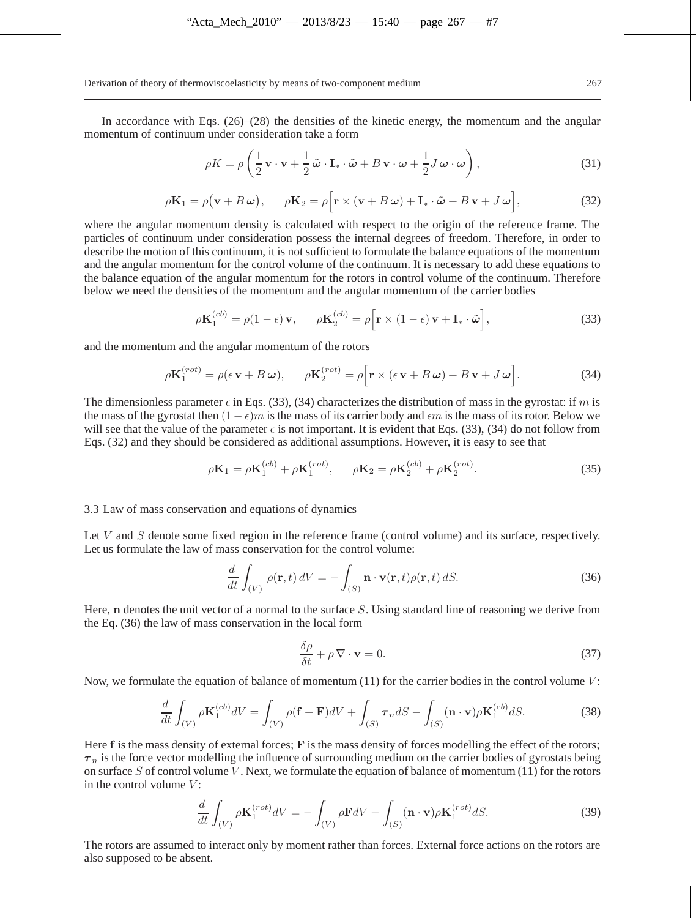In accordance with Eqs. (26)–(28) the densities of the kinetic energy, the momentum and the angular momentum of continuum under consideration take a form

$$\rho K = \rho \left( \frac{1}{2}\,\mathbf{v}\cdot\mathbf{v} + \frac{1}{2}\,\tilde{\boldsymbol{\omega}}\cdot\mathbf{I}_{*}\cdot\tilde{\boldsymbol{\omega}} + B\,\mathbf{v}\cdot\boldsymbol{\omega} + \frac{1}{2}J\,\boldsymbol{\omega}\cdot\boldsymbol{\omega} \right), \tag{31}$$

$$\rho\mathbf{K}_1 = \rho\big(\mathbf{v} + B\,\boldsymbol{\omega}\big), \qquad \rho\mathbf{K}_2 = \rho\Big[\mathbf{r}\times(\mathbf{v} + B\,\boldsymbol{\omega}) + \mathbf{I}_{*}\cdot\tilde{\boldsymbol{\omega}} + B\,\mathbf{v} + J\,\boldsymbol{\omega}\Big], \tag{32}$$

where the angular momentum density is calculated with respect to the origin of the reference frame. The particles of continuum under consideration possess the internal degrees of freedom. Therefore, in order to describe the motion of this continuum, it is not sufficient to formulate the balance equations of the momentum and the angular momentum for the control volume of the continuum. It is necessary to add these equations to the balance equation of the angular momentum for the rotors in control volume of the continuum. Therefore below we need the densities of the momentum and the angular momentum of the carrier bodies

$$\rho\mathbf{K}_1^{(cb)} = \rho(1-\epsilon)\,\mathbf{v}, \qquad \rho\mathbf{K}_2^{(cb)} = \rho\Big[\mathbf{r}\times(1-\epsilon)\,\mathbf{v} + \mathbf{I}_{*}\cdot\tilde{\boldsymbol{\omega}}\Big], \tag{33}$$

and the momentum and the angular momentum of the rotors

$$\rho\mathbf{K}_1^{(rot)} = \rho(\epsilon\,\mathbf{v} + B\,\boldsymbol{\omega}), \qquad \rho\mathbf{K}_2^{(rot)} = \rho\Big[\mathbf{r}\times(\epsilon\,\mathbf{v} + B\,\boldsymbol{\omega}) + B\,\mathbf{v} + J\,\boldsymbol{\omega}\Big]. \tag{34}$$

The dimensionless parameter $\epsilon$ in Eqs. (33), (34) characterizes the distribution of mass in the gyrostat: if $m$ is the mass of the gyrostat then $(1-\epsilon)m$ is the mass of its carrier body and $\epsilon m$ is the mass of its rotor. Below we will see that the value of the parameter $\epsilon$ is not important. It is evident that Eqs. (33), (34) do not follow from Eqs. (32) and they should be considered as additional assumptions. However, it is easy to see that

$$\rho\mathbf{K}_1 = \rho\mathbf{K}_1^{(cb)} + \rho\mathbf{K}_1^{(rot)}, \qquad \rho\mathbf{K}_2 = \rho\mathbf{K}_2^{(cb)} + \rho\mathbf{K}_2^{(rot)}. \tag{35}$$

### 3.3 Law of mass conservation and equations of dynamics

Let $V$ and $S$ denote some fixed region in the reference frame (control volume) and its surface, respectively. Let us formulate the law of mass conservation for the control volume:

$$\frac{d}{dt}\int_{(V)} \rho(\mathbf{r},t)\,dV = -\int_{(S)} \mathbf{n}\cdot\mathbf{v}(\mathbf{r},t)\rho(\mathbf{r},t)\,dS. \tag{36}$$

Here, $\mathbf{n}$ denotes the unit vector of a normal to the surface $S$. Using standard line of reasoning we derive from the Eq. (36) the law of mass conservation in the local form

$$\frac{\delta\rho}{\delta t} + \rho\,\nabla\cdot\mathbf{v} = 0. \tag{37}$$

Now, we formulate the equation of balance of momentum (11) for the carrier bodies in the control volume $V$:

$$\frac{d}{dt}\int_{(V)} \rho\mathbf{K}_1^{(cb)} dV = \int_{(V)} \rho(\mathbf{f}+\mathbf{F})dV + \int_{(S)} \boldsymbol{\tau}_n dS - \int_{(S)} (\mathbf{n}\cdot\mathbf{v})\rho\mathbf{K}_1^{(cb)} dS. \tag{38}$$

Here $\mathbf{f}$ is the mass density of external forces; $\mathbf{F}$ is the mass density of forces modelling the effect of the rotors; $\boldsymbol{\tau}_n$ is the force vector modelling the influence of surrounding medium on the carrier bodies of gyrostats being on surface $S$ of control volume $V$. Next, we formulate the equation of balance of momentum (11) for the rotors in the control volume $V$:

$$\frac{d}{dt}\int_{(V)} \rho\mathbf{K}_1^{(rot)} dV = -\int_{(V)} \rho\mathbf{F}dV - \int_{(S)} (\mathbf{n}\cdot\mathbf{v})\rho\mathbf{K}_1^{(rot)} dS. \tag{39}$$

The rotors are assumed to interact only by moment rather than forces. External force actions on the rotors are also supposed to be absent.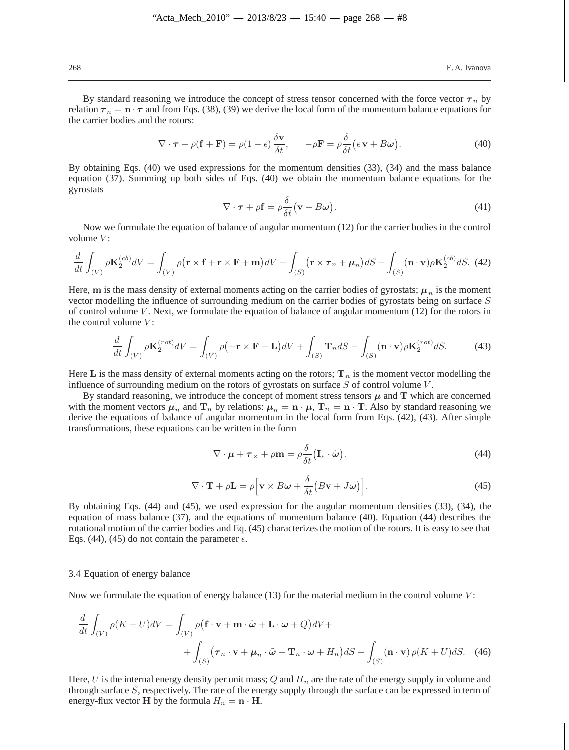By standard reasoning we introduce the concept of stress tensor concerned with the force vector $\boldsymbol{\tau}_n$ by relation $\boldsymbol{\tau}_n = \mathbf{n} \cdot \boldsymbol{\tau}$ and from Eqs. (38), (39) we derive the local form of the momentum balance equations for the carrier bodies and the rotors:

$$\nabla \cdot \boldsymbol{\tau} + \rho(\mathbf{f} + \mathbf{F}) = \rho(1-\epsilon)\,\frac{\delta \mathbf{v}}{\delta t}, \qquad -\rho\mathbf{F} = \rho\frac{\delta}{\delta t}\big(\epsilon\,\mathbf{v} + B\boldsymbol{\omega}\big). \tag{40}$$

By obtaining Eqs. (40) we used expressions for the momentum densities (33), (34) and the mass balance equation (37). Summing up both sides of Eqs. (40) we obtain the momentum balance equations for the gyrostats

$$\nabla \cdot \boldsymbol{\tau} + \rho\mathbf{f} = \rho\frac{\delta}{\delta t}\big(\mathbf{v} + B\boldsymbol{\omega}\big). \tag{41}$$

Now we formulate the equation of balance of angular momentum (12) for the carrier bodies in the control volume $V$:

$$\frac{d}{dt}\int_{(V)} \rho\mathbf{K}_2^{(cb)} dV = \int_{(V)} \rho\big(\mathbf{r}\times\mathbf{f} + \mathbf{r}\times\mathbf{F} + \mathbf{m}\big) dV + \int_{(S)} \big(\mathbf{r}\times\boldsymbol{\tau}_n + \boldsymbol{\mu}_n\big) dS - \int_{(S)} (\mathbf{n}\cdot\mathbf{v})\rho\mathbf{K}_2^{(cb)} dS. \tag{42}$$

Here, $\mathbf{m}$ is the mass density of external moments acting on the carrier bodies of gyrostats; $\boldsymbol{\mu}_n$ is the moment vector modelling the influence of surrounding medium on the carrier bodies of gyrostats being on surface $S$ of control volume $V$. Next, we formulate the equation of balance of angular momentum (12) for the rotors in the control volume $V$:

$$\frac{d}{dt}\int_{(V)} \rho\mathbf{K}_2^{(rot)} dV = \int_{(V)} \rho\big(-\mathbf{r}\times\mathbf{F} + \mathbf{L}\big) dV + \int_{(S)} \mathbf{T}_n dS - \int_{(S)} (\mathbf{n}\cdot\mathbf{v})\rho\mathbf{K}_2^{(rot)} dS. \tag{43}$$

Here $\mathbf{L}$ is the mass density of external moments acting on the rotors; $\mathbf{T}_n$ is the moment vector modelling the influence of surrounding medium on the rotors of gyrostats on surface $S$ of control volume $V$.

By standard reasoning, we introduce the concept of moment stress tensors $\boldsymbol{\mu}$ and $\mathbf{T}$ which are concerned with the moment vectors $\boldsymbol{\mu}_n$ and $\mathbf{T}_n$ by relations: $\boldsymbol{\mu}_n = \mathbf{n}\cdot\boldsymbol{\mu}$, $\mathbf{T}_n = \mathbf{n}\cdot\mathbf{T}$. Also by standard reasoning we derive the equations of balance of angular momentum in the local form from Eqs. (42), (43). After simple transformations, these equations can be written in the form

$$\nabla\cdot\boldsymbol{\mu} + \boldsymbol{\tau}_\times + \rho\mathbf{m} = \rho\frac{\delta}{\delta t}\big(\mathbf{I}_*\cdot\tilde{\boldsymbol{\omega}}\big). \tag{44}$$

$$\nabla\cdot\mathbf{T} + \rho\mathbf{L} = \rho\Big[\mathbf{v}\times B\boldsymbol{\omega} + \frac{\delta}{\delta t}\big(B\mathbf{v} + J\boldsymbol{\omega}\big)\Big]. \tag{45}$$

By obtaining Eqs. (44) and (45), we used expression for the angular momentum densities (33), (34), the equation of mass balance (37), and the equations of momentum balance (40). Equation (44) describes the rotational motion of the carrier bodies and Eq. (45) characterizes the motion of the rotors. It is easy to see that Eqs. (44), (45) do not contain the parameter $\epsilon$.

### 3.4 Equation of energy balance

Now we formulate the equation of energy balance (13) for the material medium in the control volume $V$:

$$\frac{d}{dt}\int_{(V)} \rho(K+U) dV = \int_{(V)} \rho\big(\mathbf{f}\cdot\mathbf{v} + \mathbf{m}\cdot\tilde{\boldsymbol{\omega}} + \mathbf{L}\cdot\boldsymbol{\omega} + Q\big) dV + \\ + \int_{(S)} \big(\boldsymbol{\tau}_n\cdot\mathbf{v} + \boldsymbol{\mu}_n\cdot\tilde{\boldsymbol{\omega}} + \mathbf{T}_n\cdot\boldsymbol{\omega} + H_n\big) dS - \int_{(S)} (\mathbf{n}\cdot\mathbf{v})\,\rho(K+U) dS. \tag{46}$$

Here, $U$ is the internal energy density per unit mass; $Q$ and $H_n$ are the rate of the energy supply in volume and through surface $S$, respectively. The rate of the energy supply through the surface can be expressed in term of energy-flux vector $\mathbf{H}$ by the formula $H_n = \mathbf{n}\cdot\mathbf{H}$.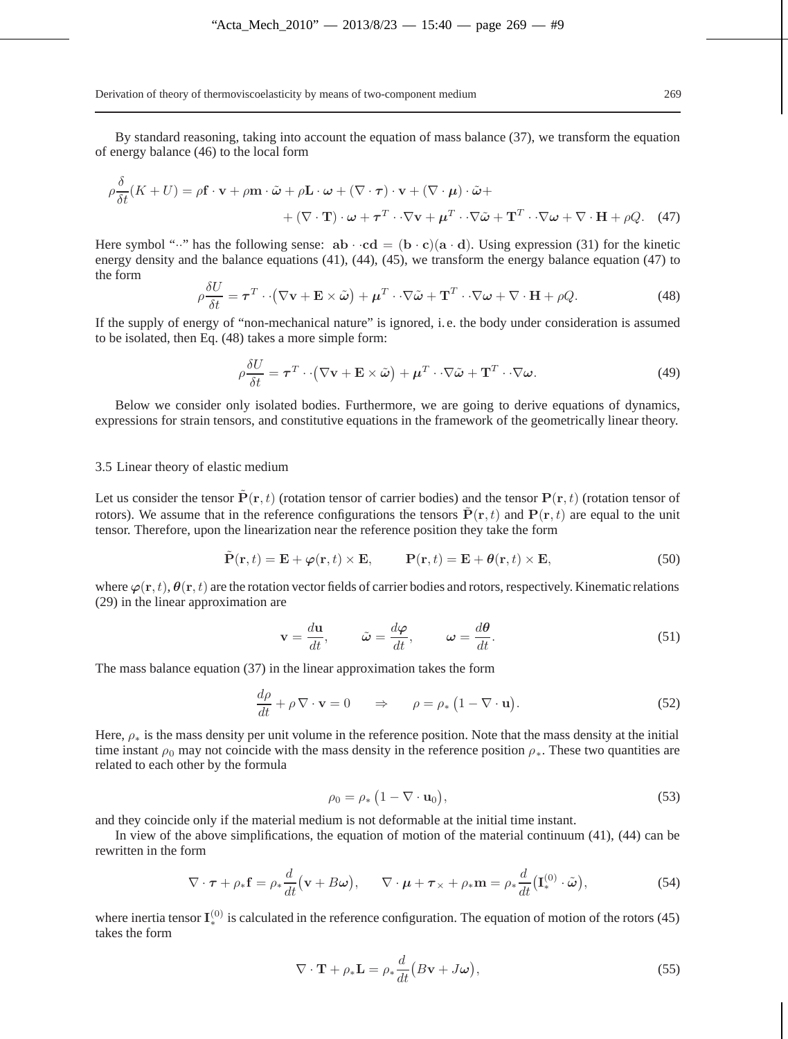By standard reasoning, taking into account the equation of mass balance (37), we transform the equation of energy balance (46) to the local form

$$\rho\frac{\delta}{\delta t}(K+U) = \rho\mathbf{f}\cdot\mathbf{v} + \rho\mathbf{m}\cdot\tilde{\boldsymbol{\omega}} + \rho\mathbf{L}\cdot\boldsymbol{\omega} + (\nabla\cdot\boldsymbol{\tau})\cdot\mathbf{v} + (\nabla\cdot\boldsymbol{\mu})\cdot\tilde{\boldsymbol{\omega}} + \\ + (\nabla\cdot\mathbf{T})\cdot\boldsymbol{\omega} + \boldsymbol{\tau}^T\cdot\cdot\nabla\mathbf{v} + \boldsymbol{\mu}^T\cdot\cdot\nabla\tilde{\boldsymbol{\omega}} + \mathbf{T}^T\cdot\cdot\nabla\boldsymbol{\omega} + \nabla\cdot\mathbf{H} + \rho Q. \quad (47)$$

Here symbol "$\cdot\cdot$" has the following sense: $\mathbf{ab}\cdot\cdot\mathbf{cd} = (\mathbf{b}\cdot\mathbf{c})(\mathbf{a}\cdot\mathbf{d})$. Using expression (31) for the kinetic energy density and the balance equations (41), (44), (45), we transform the energy balance equation (47) to the form

$$\rho\frac{\delta U}{\delta t} = \boldsymbol{\tau}^T\cdot\cdot\big(\nabla\mathbf{v} + \mathbf{E}\times\tilde{\boldsymbol{\omega}}\big) + \boldsymbol{\mu}^T\cdot\cdot\nabla\tilde{\boldsymbol{\omega}} + \mathbf{T}^T\cdot\cdot\nabla\boldsymbol{\omega} + \nabla\cdot\mathbf{H} + \rho Q. \quad (48)$$

If the supply of energy of "non-mechanical nature" is ignored, i. e. the body under consideration is assumed to be isolated, then Eq. (48) takes a more simple form:

$$\rho\frac{\delta U}{\delta t} = \boldsymbol{\tau}^T\cdot\cdot\big(\nabla\mathbf{v} + \mathbf{E}\times\tilde{\boldsymbol{\omega}}\big) + \boldsymbol{\mu}^T\cdot\cdot\nabla\tilde{\boldsymbol{\omega}} + \mathbf{T}^T\cdot\cdot\nabla\boldsymbol{\omega}. \quad (49)$$

Below we consider only isolated bodies. Furthermore, we are going to derive equations of dynamics, expressions for strain tensors, and constitutive equations in the framework of the geometrically linear theory.

### 3.5 Linear theory of elastic medium

Let us consider the tensor $\tilde{\mathbf{P}}(\mathbf{r},t)$ (rotation tensor of carrier bodies) and the tensor $\mathbf{P}(\mathbf{r},t)$ (rotation tensor of rotors). We assume that in the reference configurations the tensors $\tilde{\mathbf{P}}(\mathbf{r},t)$ and $\mathbf{P}(\mathbf{r},t)$ are equal to the unit tensor. Therefore, upon the linearization near the reference position they take the form

$$\tilde{\mathbf{P}}(\mathbf{r},t) = \mathbf{E} + \boldsymbol{\varphi}(\mathbf{r},t)\times\mathbf{E}, \qquad \mathbf{P}(\mathbf{r},t) = \mathbf{E} + \boldsymbol{\theta}(\mathbf{r},t)\times\mathbf{E}, \quad (50)$$

where $\boldsymbol{\varphi}(\mathbf{r},t), \boldsymbol{\theta}(\mathbf{r},t)$ are the rotation vector fields of carrier bodies and rotors, respectively. Kinematic relations (29) in the linear approximation are

$$\mathbf{v} = \frac{d\mathbf{u}}{dt}, \qquad \tilde{\boldsymbol{\omega}} = \frac{d\boldsymbol{\varphi}}{dt}, \qquad \boldsymbol{\omega} = \frac{d\boldsymbol{\theta}}{dt}. \quad (51)$$

The mass balance equation (37) in the linear approximation takes the form

$$\frac{d\rho}{dt} + \rho\,\nabla\cdot\mathbf{v} = 0 \qquad \Rightarrow \qquad \rho = \rho_*\big(1 - \nabla\cdot\mathbf{u}\big). \quad (52)$$

Here, $\rho_*$ is the mass density per unit volume in the reference position. Note that the mass density at the initial time instant $\rho_0$ may not coincide with the mass density in the reference position $\rho_*$. These two quantities are related to each other by the formula

$$\rho_0 = \rho_*\big(1 - \nabla\cdot\mathbf{u}_0\big), \quad (53)$$

and they coincide only if the material medium is not deformable at the initial time instant.

In view of the above simplifications, the equation of motion of the material continuum (41), (44) can be rewritten in the form

$$\nabla\cdot\boldsymbol{\tau} + \rho_*\mathbf{f} = \rho_*\frac{d}{dt}\big(\mathbf{v} + B\boldsymbol{\omega}\big), \qquad \nabla\cdot\boldsymbol{\mu} + \boldsymbol{\tau}_\times + \rho_*\mathbf{m} = \rho_*\frac{d}{dt}\big(\mathbf{I}_*^{(0)}\cdot\tilde{\boldsymbol{\omega}}\big), \quad (54)$$

where inertia tensor $\mathbf{I}_*^{(0)}$ is calculated in the reference configuration. The equation of motion of the rotors (45) takes the form

$$\nabla\cdot\mathbf{T} + \rho_*\mathbf{L} = \rho_*\frac{d}{dt}\big(B\mathbf{v} + J\boldsymbol{\omega}\big), \quad (55)$$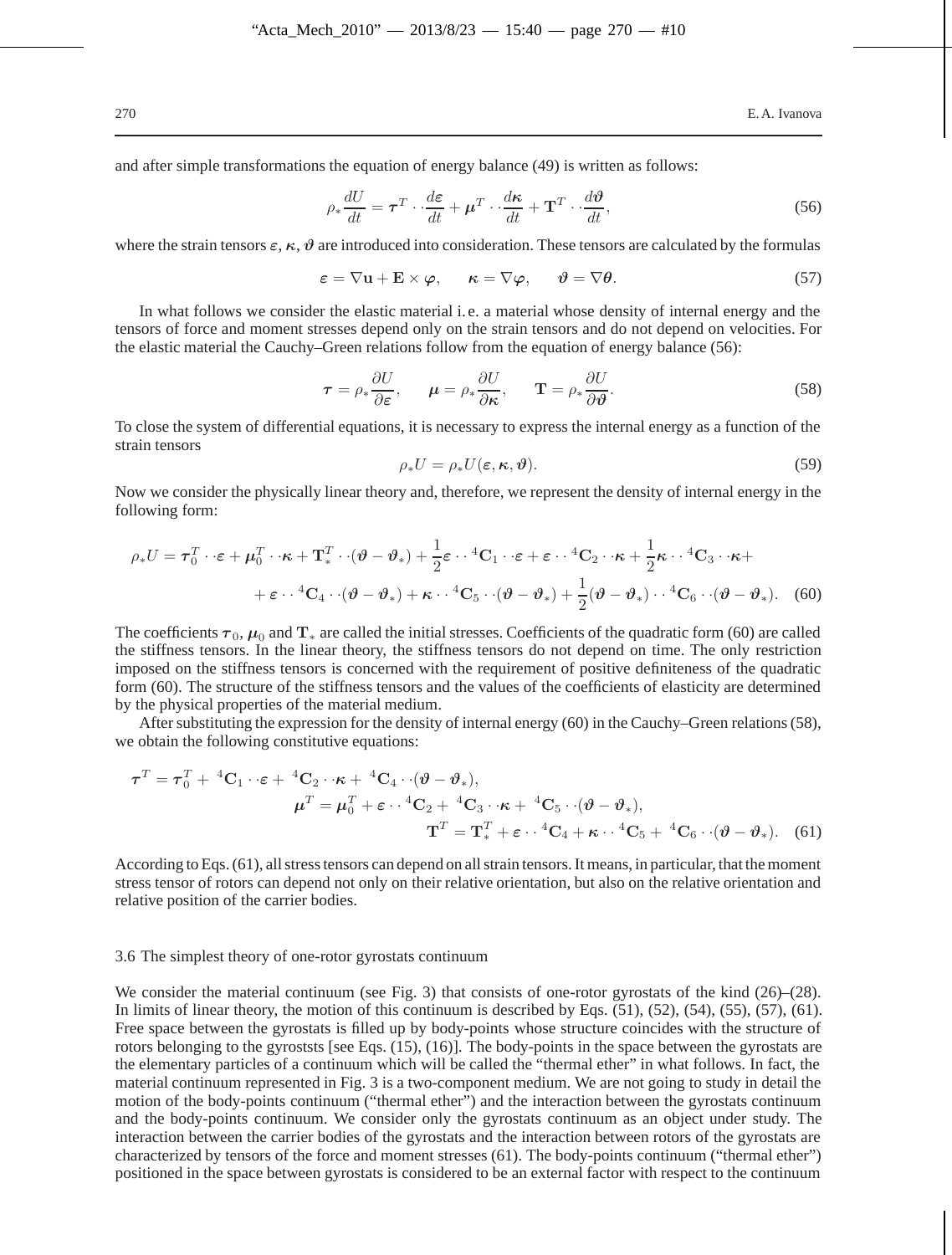and after simple transformations the equation of energy balance (49) is written as follows:

$$\rho_* \frac{dU}{dt} = \boldsymbol{\tau}^T \cdot\cdot \frac{d\boldsymbol{\varepsilon}}{dt} + \boldsymbol{\mu}^T \cdot\cdot \frac{d\boldsymbol{\kappa}}{dt} + \mathbf{T}^T \cdot\cdot \frac{d\boldsymbol{\vartheta}}{dt}, \tag{56}$$

where the strain tensors $\boldsymbol{\varepsilon}$, $\boldsymbol{\kappa}$, $\boldsymbol{\vartheta}$ are introduced into consideration. These tensors are calculated by the formulas

$$\boldsymbol{\varepsilon} = \nabla \mathbf{u} + \mathbf{E} \times \boldsymbol{\varphi}, \qquad \boldsymbol{\kappa} = \nabla \boldsymbol{\varphi}, \qquad \boldsymbol{\vartheta} = \nabla \boldsymbol{\theta}. \tag{57}$$

In what follows we consider the elastic material i. e. a material whose density of internal energy and the tensors of force and moment stresses depend only on the strain tensors and do not depend on velocities. For the elastic material the Cauchy–Green relations follow from the equation of energy balance (56):

$$\boldsymbol{\tau} = \rho_* \frac{\partial U}{\partial \boldsymbol{\varepsilon}}, \qquad \boldsymbol{\mu} = \rho_* \frac{\partial U}{\partial \boldsymbol{\kappa}}, \qquad \mathbf{T} = \rho_* \frac{\partial U}{\partial \boldsymbol{\vartheta}}. \tag{58}$$

To close the system of differential equations, it is necessary to express the internal energy as a function of the strain tensors

$$\rho_* U = \rho_* U(\boldsymbol{\varepsilon}, \boldsymbol{\kappa}, \boldsymbol{\vartheta}). \tag{59}$$

Now we consider the physically linear theory and, therefore, we represent the density of internal energy in the following form:

$$\begin{aligned} \rho_* U = \boldsymbol{\tau}_0^T \cdot\cdot \boldsymbol{\varepsilon} + \boldsymbol{\mu}_0^T \cdot\cdot \boldsymbol{\kappa} + \mathbf{T}_*^T \cdot\cdot (\boldsymbol{\vartheta} - \boldsymbol{\vartheta}_*) + \frac{1}{2} \boldsymbol{\varepsilon} \cdot\cdot {}^4\mathbf{C}_1 \cdot\cdot \boldsymbol{\varepsilon} + \boldsymbol{\varepsilon} \cdot\cdot {}^4\mathbf{C}_2 \cdot\cdot \boldsymbol{\kappa} + \frac{1}{2} \boldsymbol{\kappa} \cdot\cdot {}^4\mathbf{C}_3 \cdot\cdot \boldsymbol{\kappa} + \\ + \boldsymbol{\varepsilon} \cdot\cdot {}^4\mathbf{C}_4 \cdot\cdot (\boldsymbol{\vartheta} - \boldsymbol{\vartheta}_*) + \boldsymbol{\kappa} \cdot\cdot {}^4\mathbf{C}_5 \cdot\cdot (\boldsymbol{\vartheta} - \boldsymbol{\vartheta}_*) + \frac{1}{2} (\boldsymbol{\vartheta} - \boldsymbol{\vartheta}_*) \cdot\cdot {}^4\mathbf{C}_6 \cdot\cdot (\boldsymbol{\vartheta} - \boldsymbol{\vartheta}_*). \end{aligned} \tag{60}$$

The coefficients $\boldsymbol{\tau}_0$, $\boldsymbol{\mu}_0$ and $\mathbf{T}_*$ are called the initial stresses. Coefficients of the quadratic form (60) are called the stiffness tensors. In the linear theory, the stiffness tensors do not depend on time. The only restriction imposed on the stiffness tensors is concerned with the requirement of positive definiteness of the quadratic form (60). The structure of the stiffness tensors and the values of the coefficients of elasticity are determined by the physical properties of the material medium.

After substituting the expression for the density of internal energy (60) in the Cauchy–Green relations (58), we obtain the following constitutive equations:

$$\begin{aligned} \boldsymbol{\tau}^T &= \boldsymbol{\tau}_0^T + {}^4\mathbf{C}_1 \cdot\cdot \boldsymbol{\varepsilon} + {}^4\mathbf{C}_2 \cdot\cdot \boldsymbol{\kappa} + {}^4\mathbf{C}_4 \cdot\cdot (\boldsymbol{\vartheta} - \boldsymbol{\vartheta}_*), \\ \boldsymbol{\mu}^T &= \boldsymbol{\mu}_0^T + \boldsymbol{\varepsilon} \cdot\cdot {}^4\mathbf{C}_2 + {}^4\mathbf{C}_3 \cdot\cdot \boldsymbol{\kappa} + {}^4\mathbf{C}_5 \cdot\cdot (\boldsymbol{\vartheta} - \boldsymbol{\vartheta}_*), \\ \mathbf{T}^T &= \mathbf{T}_*^T + \boldsymbol{\varepsilon} \cdot\cdot {}^4\mathbf{C}_4 + \boldsymbol{\kappa} \cdot\cdot {}^4\mathbf{C}_5 + {}^4\mathbf{C}_6 \cdot\cdot (\boldsymbol{\vartheta} - \boldsymbol{\vartheta}_*). \end{aligned} \tag{61}$$

According to Eqs. (61), all stress tensors can depend on all strain tensors. It means, in particular, that the moment stress tensor of rotors can depend not only on their relative orientation, but also on the relative orientation and relative position of the carrier bodies.

### 3.6 The simplest theory of one-rotor gyrostats continuum

We consider the material continuum (see Fig. 3) that consists of one-rotor gyrostats of the kind (26)–(28). In limits of linear theory, the motion of this continuum is described by Eqs. (51), (52), (54), (55), (57), (61). Free space between the gyrostats is filled up by body-points whose structure coincides with the structure of rotors belonging to the gyrosts [see Eqs. (15), (16)]. The body-points in the space between the gyrostats are the elementary particles of a continuum which will be called the "thermal ether" in what follows. In fact, the material continuum represented in Fig. 3 is a two-component medium. We are not going to study in detail the motion of the body-points continuum ("thermal ether") and the interaction between the gyrostats continuum and the body-points continuum. We consider only the gyrostats continuum as an object under study. The interaction between the carrier bodies of the gyrostats and the interaction between rotors of the gyrostats are characterized by tensors of the force and moment stresses (61). The body-points continuum ("thermal ether") positioned in the space between gyrostats is considered to be an external factor with respect to the continuum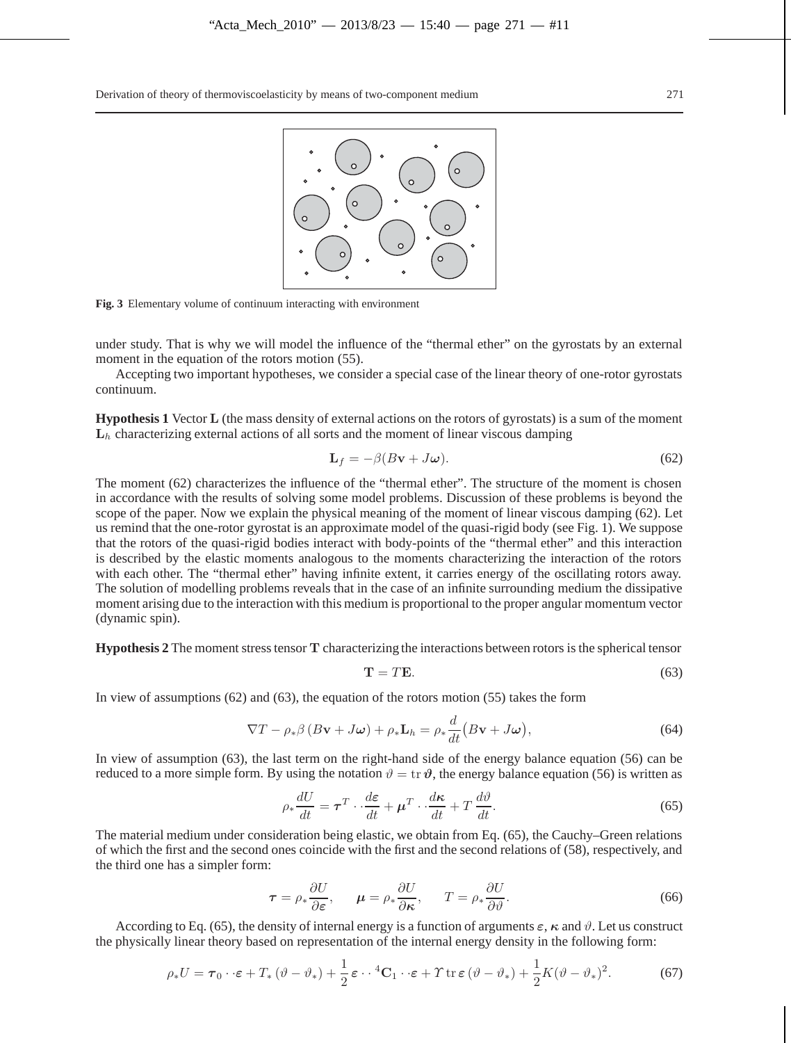**Fig. 3** Elementary volume of continuum interacting with environment

under study. That is why we will model the influence of the "thermal ether" on the gyrostats by an external moment in the equation of the rotors motion (55).

Accepting two important hypotheses, we consider a special case of the linear theory of one-rotor gyrostats continuum.

**Hypothesis 1** Vector $\mathbf{L}$ (the mass density of external actions on the rotors of gyrostats) is a sum of the moment $\mathbf{L}_h$ characterizing external actions of all sorts and the moment of linear viscous damping

$$\mathbf{L}_f = -\beta(B\mathbf{v} + J\boldsymbol{\omega}). \tag{62}$$

The moment (62) characterizes the influence of the "thermal ether". The structure of the moment is chosen in accordance with the results of solving some model problems. Discussion of these problems is beyond the scope of the paper. Now we explain the physical meaning of the moment of linear viscous damping (62). Let us remind that the one-rotor gyrostat is an approximate model of the quasi-rigid body (see Fig. 1). We suppose that the rotors of the quasi-rigid bodies interact with body-points of the "thermal ether" and this interaction is described by the elastic moments analogous to the moments characterizing the interaction of the rotors with each other. The "thermal ether" having infinite extent, it carries energy of the oscillating rotors away. The solution of modelling problems reveals that in the case of an infinite surrounding medium the dissipative moment arising due to the interaction with this medium is proportional to the proper angular momentum vector (dynamic spin).

**Hypothesis 2** The moment stress tensor $\mathbf{T}$ characterizing the interactions between rotors is the spherical tensor

$$\mathbf{T} = T\mathbf{E}. \tag{63}$$

In view of assumptions (62) and (63), the equation of the rotors motion (55) takes the form

$$\nabla T - \rho_* \beta \left(B\mathbf{v} + J\boldsymbol{\omega}\right) + \rho_* \mathbf{L}_h = \rho_* \frac{d}{dt}\big(B\mathbf{v} + J\boldsymbol{\omega}\big), \tag{64}$$

In view of assumption (63), the last term on the right-hand side of the energy balance equation (56) can be reduced to a more simple form. By using the notation $\vartheta = \operatorname{tr} \boldsymbol{\vartheta}$, the energy balance equation (56) is written as

$$\rho_* \frac{dU}{dt} = \boldsymbol{\tau}^T \cdot\cdot \frac{d\boldsymbol{\varepsilon}}{dt} + \boldsymbol{\mu}^T \cdot\cdot \frac{d\boldsymbol{\kappa}}{dt} + T\,\frac{d\vartheta}{dt}. \tag{65}$$

The material medium under consideration being elastic, we obtain from Eq. (65), the Cauchy–Green relations of which the first and the second ones coincide with the first and the second relations of (58), respectively, and the third one has a simpler form:

$$\boldsymbol{\tau} = \rho_* \frac{\partial U}{\partial \boldsymbol{\varepsilon}}, \qquad \boldsymbol{\mu} = \rho_* \frac{\partial U}{\partial \boldsymbol{\kappa}}, \qquad T = \rho_* \frac{\partial U}{\partial \vartheta}. \tag{66}$$

According to Eq. (65), the density of internal energy is a function of arguments $\boldsymbol{\varepsilon}$, $\boldsymbol{\kappa}$ and $\vartheta$. Let us construct the physically linear theory based on representation of the internal energy density in the following form:

$$\rho_* U = \boldsymbol{\tau}_0 \cdot\cdot \boldsymbol{\varepsilon} + T_* \left(\vartheta - \vartheta_*\right) + \frac{1}{2}\,\boldsymbol{\varepsilon} \cdot\cdot {}^4\mathbf{C}_1 \cdot\cdot \boldsymbol{\varepsilon} + \Upsilon \operatorname{tr} \boldsymbol{\varepsilon} \left(\vartheta - \vartheta_*\right) + \frac{1}{2} K (\vartheta - \vartheta_*)^2. \tag{67}$$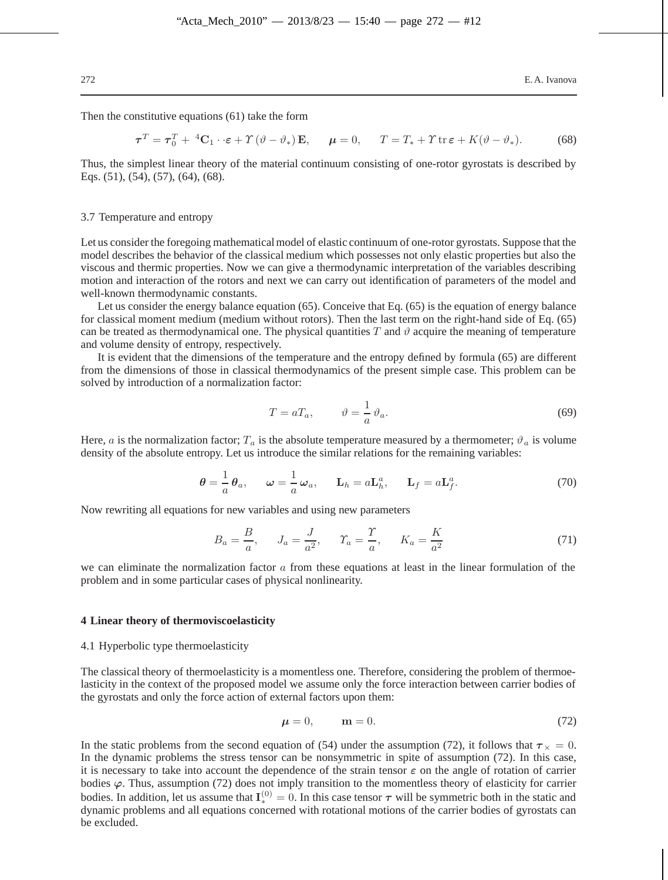Then the constitutive equations (61) take the form

$$\boldsymbol{\tau}^T = \boldsymbol{\tau}_0^T + {}^4\mathbf{C}_1 \cdot\cdot \boldsymbol{\varepsilon} + \Upsilon\,(\vartheta - \vartheta_*)\,\mathbf{E}, \qquad \boldsymbol{\mu} = 0, \qquad T = T_* + \Upsilon \operatorname{tr} \boldsymbol{\varepsilon} + K(\vartheta - \vartheta_*). \tag{68}$$

Thus, the simplest linear theory of the material continuum consisting of one-rotor gyrostats is described by Eqs. (51), (54), (57), (64), (68).

### 3.7 Temperature and entropy

Let us consider the foregoing mathematical model of elastic continuum of one-rotor gyrostats. Suppose that the model describes the behavior of the classical medium which possesses not only elastic properties but also the viscous and thermic properties. Now we can give a thermodynamic interpretation of the variables describing motion and interaction of the rotors and next we can carry out identification of parameters of the model and well-known thermodynamic constants.

Let us consider the energy balance equation (65). Conceive that Eq. (65) is the equation of energy balance for classical moment medium (medium without rotors). Then the last term on the right-hand side of Eq. (65) can be treated as thermodynamical one. The physical quantities $T$ and $\vartheta$ acquire the meaning of temperature and volume density of entropy, respectively.

It is evident that the dimensions of the temperature and the entropy defined by formula (65) are different from the dimensions of those in classical thermodynamics of the present simple case. This problem can be solved by introduction of a normalization factor:

$$T = aT_a, \qquad \vartheta = \frac{1}{a}\,\vartheta_a. \tag{69}$$

Here, $a$ is the normalization factor; $T_a$ is the absolute temperature measured by a thermometer; $\vartheta_a$ is volume density of the absolute entropy. Let us introduce the similar relations for the remaining variables:

$$\boldsymbol{\theta} = \frac{1}{a}\,\boldsymbol{\theta}_a, \qquad \boldsymbol{\omega} = \frac{1}{a}\,\boldsymbol{\omega}_a, \qquad \mathbf{L}_h = a\mathbf{L}_h^a, \qquad \mathbf{L}_f = a\mathbf{L}_f^a. \tag{70}$$

Now rewriting all equations for new variables and using new parameters

$$B_a = \frac{B}{a}, \qquad J_a = \frac{J}{a^2}, \qquad \Upsilon_a = \frac{\Upsilon}{a}, \qquad K_a = \frac{K}{a^2} \tag{71}$$

we can eliminate the normalization factor $a$ from these equations at least in the linear formulation of the problem and in some particular cases of physical nonlinearity.

## 4 Linear theory of thermoviscoelasticity

### 4.1 Hyperbolic type thermoelasticity

The classical theory of thermoelasticity is a momentless one. Therefore, considering the problem of thermoelasticity in the context of the proposed model we assume only the force interaction between carrier bodies of the gyrostats and only the force action of external factors upon them:

$$\boldsymbol{\mu} = 0, \qquad \mathbf{m} = 0. \tag{72}$$

In the static problems from the second equation of (54) under the assumption (72), it follows that $\boldsymbol{\tau}_\times = 0$. In the dynamic problems the stress tensor can be nonsymmetric in spite of assumption (72). In this case, it is necessary to take into account the dependence of the strain tensor $\boldsymbol{\varepsilon}$ on the angle of rotation of carrier bodies $\boldsymbol{\varphi}$. Thus, assumption (72) does not imply transition to the momentless theory of elasticity for carrier bodies. In addition, let us assume that $\mathbf{I}_*^{(0)} = 0$. In this case tensor $\boldsymbol{\tau}$ will be symmetric both in the static and dynamic problems and all equations concerned with rotational motions of the carrier bodies of gyrostats can be excluded.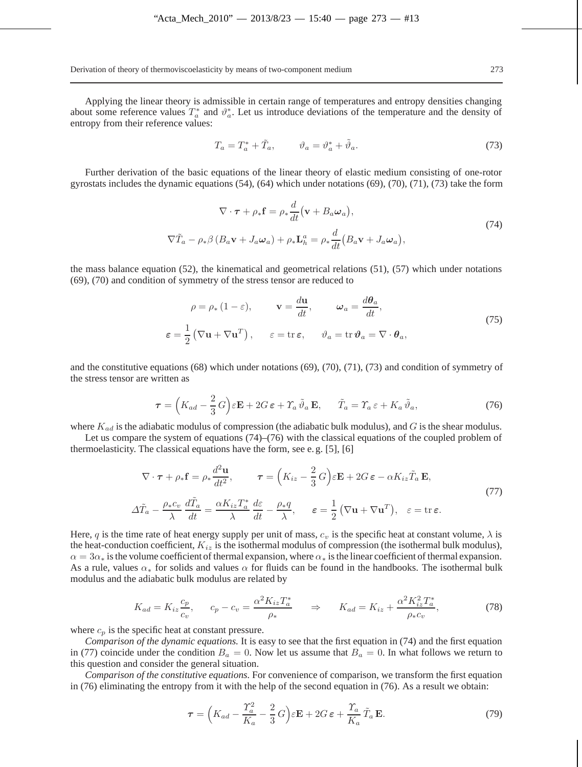Applying the linear theory is admissible in certain range of temperatures and entropy densities changing about some reference values $T_a^*$ and $\vartheta_a^*$. Let us introduce deviations of the temperature and the density of entropy from their reference values:

$$T_a = T_a^* + \tilde{T}_a, \qquad \vartheta_a = \vartheta_a^* + \tilde{\vartheta}_a. \tag{73}$$

Further derivation of the basic equations of the linear theory of elastic medium consisting of one-rotor gyrostats includes the dynamic equations (54), (64) which under notations (69), (70), (71), (73) take the form

$$\begin{gathered}
\nabla \cdot \boldsymbol{\tau} + \rho_* \mathbf{f} = \rho_* \frac{d}{dt}\big(\mathbf{v} + B_a \boldsymbol{\omega}_a\big), \\
\nabla \tilde{T}_a - \rho_* \beta \left(B_a \mathbf{v} + J_a \boldsymbol{\omega}_a\right) + \rho_* \mathbf{L}_h^a = \rho_* \frac{d}{dt}\big(B_a \mathbf{v} + J_a \boldsymbol{\omega}_a\big),
\end{gathered} \tag{74}$$

the mass balance equation (52), the kinematical and geometrical relations (51), (57) which under notations (69), (70) and condition of symmetry of the stress tensor are reduced to

$$\begin{gathered}
\rho = \rho_* \left(1 - \varepsilon\right), \qquad \mathbf{v} = \frac{d\mathbf{u}}{dt}, \qquad \boldsymbol{\omega}_a = \frac{d\boldsymbol{\theta}_a}{dt}, \\
\boldsymbol{\varepsilon} = \frac{1}{2}\left(\nabla \mathbf{u} + \nabla \mathbf{u}^T\right), \qquad \varepsilon = \operatorname{tr} \boldsymbol{\varepsilon}, \qquad \vartheta_a = \operatorname{tr} \boldsymbol{\vartheta}_a = \nabla \cdot \boldsymbol{\theta}_a,
\end{gathered} \tag{75}$$

and the constitutive equations (68) which under notations (69), (70), (71), (73) and condition of symmetry of the stress tensor are written as

$$\boldsymbol{\tau} = \Big(K_{ad} - \frac{2}{3}\, G\Big) \varepsilon \mathbf{E} + 2G\, \boldsymbol{\varepsilon} + \varUpsilon_a\, \tilde{\vartheta}_a\, \mathbf{E}, \qquad \tilde{T}_a = \varUpsilon_a\, \varepsilon + K_a\, \tilde{\vartheta}_a, \tag{76}$$

where $K_{ad}$ is the adiabatic modulus of compression (the adiabatic bulk modulus), and $G$ is the shear modulus.

Let us compare the system of equations (74)–(76) with the classical equations of the coupled problem of thermoelasticity. The classical equations have the form, see e. g. [5], [6]

$$\begin{gathered}
\nabla \cdot \boldsymbol{\tau} + \rho_* \mathbf{f} = \rho_* \frac{d^2 \mathbf{u}}{dt^2}, \qquad \boldsymbol{\tau} = \Big(K_{iz} - \frac{2}{3}\, G\Big) \varepsilon \mathbf{E} + 2G\, \boldsymbol{\varepsilon} - \alpha K_{iz} \tilde{T}_a\, \mathbf{E}, \\
\varDelta \tilde{T}_a - \frac{\rho_* c_v}{\lambda}\, \frac{d\tilde{T}_a}{dt} = \frac{\alpha K_{iz} T_a^*}{\lambda}\, \frac{d\varepsilon}{dt} - \frac{\rho_* q}{\lambda}, \qquad \boldsymbol{\varepsilon} = \frac{1}{2}\left(\nabla \mathbf{u} + \nabla \mathbf{u}^T\right), \quad \varepsilon = \operatorname{tr} \boldsymbol{\varepsilon}.
\end{gathered} \tag{77}$$

Here, $q$ is the time rate of heat energy supply per unit of mass, $c_v$ is the specific heat at constant volume, $\lambda$ is the heat-conduction coefficient, $K_{iz}$ is the isothermal modulus of compression (the isothermal bulk modulus), $\alpha = 3\alpha_*$ is the volume coefficient of thermal expansion, where $\alpha_*$ is the linear coefficient of thermal expansion. As a rule, values $\alpha_*$ for solids and values $\alpha$ for fluids can be found in the handbooks. The isothermal bulk modulus and the adiabatic bulk modulus are related by

$$K_{ad} = K_{iz} \frac{c_p}{c_v}, \qquad c_p - c_v = \frac{\alpha^2 K_{iz} T_a^*}{\rho_*} \qquad \Rightarrow \qquad K_{ad} = K_{iz} + \frac{\alpha^2 K_{iz}^2 T_a^*}{\rho_* c_v}, \tag{78}$$

where $c_p$ is the specific heat at constant pressure.

*Comparison of the dynamic equations.* It is easy to see that the first equation in (74) and the first equation in (77) coincide under the condition $B_a = 0$. Now let us assume that $B_a = 0$. In what follows we return to this question and consider the general situation.

*Comparison of the constitutive equations.* For convenience of comparison, we transform the first equation in (76) eliminating the entropy from it with the help of the second equation in (76). As a result we obtain:

$$\boldsymbol{\tau} = \Big(K_{ad} - \frac{\varUpsilon_a^2}{K_a} - \frac{2}{3}\, G\Big) \varepsilon \mathbf{E} + 2G\, \boldsymbol{\varepsilon} + \frac{\varUpsilon_a}{K_a}\, \tilde{T}_a\, \mathbf{E}. \tag{79}$$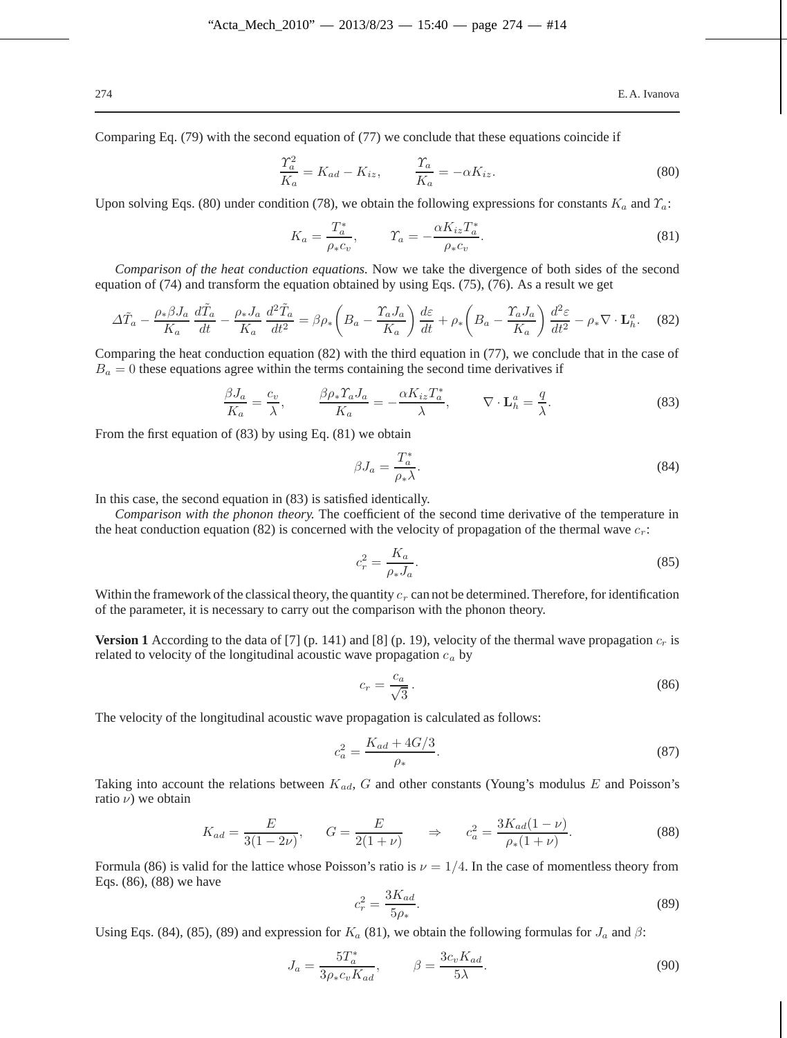Comparing Eq. (79) with the second equation of (77) we conclude that these equations coincide if

$$\frac{\Upsilon_a^2}{K_a} = K_{ad} - K_{iz}, \qquad \frac{\Upsilon_a}{K_a} = -\alpha K_{iz}. \tag{80}$$

Upon solving Eqs. (80) under condition (78), we obtain the following expressions for constants $K_a$ and $\Upsilon_a$:

$$K_a = \frac{T_a^*}{\rho_* c_v}, \qquad \Upsilon_a = -\frac{\alpha K_{iz} T_a^*}{\rho_* c_v}. \tag{81}$$

*Comparison of the heat conduction equations.* Now we take the divergence of both sides of the second equation of (74) and transform the equation obtained by using Eqs. (75), (76). As a result we get

$$\Delta \tilde{T}_a - \frac{\rho_* \beta J_a}{K_a} \frac{d\tilde{T}_a}{dt} - \frac{\rho_* J_a}{K_a} \frac{d^2 \tilde{T}_a}{dt^2} = \beta \rho_* \left( B_a - \frac{\Upsilon_a J_a}{K_a} \right) \frac{d\varepsilon}{dt} + \rho_* \left( B_a - \frac{\Upsilon_a J_a}{K_a} \right) \frac{d^2 \varepsilon}{dt^2} - \rho_* \nabla \cdot \mathbf{L}_h^a. \tag{82}$$

Comparing the heat conduction equation (82) with the third equation in (77), we conclude that in the case of $B_a = 0$ these equations agree within the terms containing the second time derivatives if

$$\frac{\beta J_a}{K_a} = \frac{c_v}{\lambda}, \qquad \frac{\beta \rho_* \Upsilon_a J_a}{K_a} = -\frac{\alpha K_{iz} T_a^*}{\lambda}, \qquad \nabla \cdot \mathbf{L}_h^a = \frac{q}{\lambda}. \tag{83}$$

From the first equation of (83) by using Eq. (81) we obtain

$$\beta J_a = \frac{T_a^*}{\rho_* \lambda}. \tag{84}$$

In this case, the second equation in (83) is satisfied identically.

*Comparison with the phonon theory.* The coefficient of the second time derivative of the temperature in the heat conduction equation (82) is concerned with the velocity of propagation of the thermal wave $c_r$:

$$c_r^2 = \frac{K_a}{\rho_* J_a}. \tag{85}$$

Within the framework of the classical theory, the quantity $c_r$ can not be determined. Therefore, for identification of the parameter, it is necessary to carry out the comparison with the phonon theory.

**Version 1** According to the data of [7] (p. 141) and [8] (p. 19), velocity of the thermal wave propagation $c_r$ is related to velocity of the longitudinal acoustic wave propagation $c_a$ by

$$c_r = \frac{c_a}{\sqrt{3}}. \tag{86}$$

The velocity of the longitudinal acoustic wave propagation is calculated as follows:

$$c_a^2 = \frac{K_{ad} + 4G/3}{\rho_*}. \tag{87}$$

Taking into account the relations between $K_{ad}$, $G$ and other constants (Young's modulus $E$ and Poisson's ratio $\nu$) we obtain

$$K_{ad} = \frac{E}{3(1-2\nu)}, \qquad G = \frac{E}{2(1+\nu)} \qquad \Rightarrow \qquad c_a^2 = \frac{3K_{ad}(1-\nu)}{\rho_*(1+\nu)}. \tag{88}$$

Formula (86) is valid for the lattice whose Poisson's ratio is $\nu = 1/4$. In the case of momentless theory from Eqs. (86), (88) we have

$$c_r^2 = \frac{3K_{ad}}{5\rho_*}. \tag{89}$$

Using Eqs. (84), (85), (89) and expression for $K_a$ (81), we obtain the following formulas for $J_a$ and $\beta$:

$$J_a = \frac{5T_a^*}{3\rho_* c_v K_{ad}}, \qquad \beta = \frac{3c_v K_{ad}}{5\lambda}. \tag{90}$$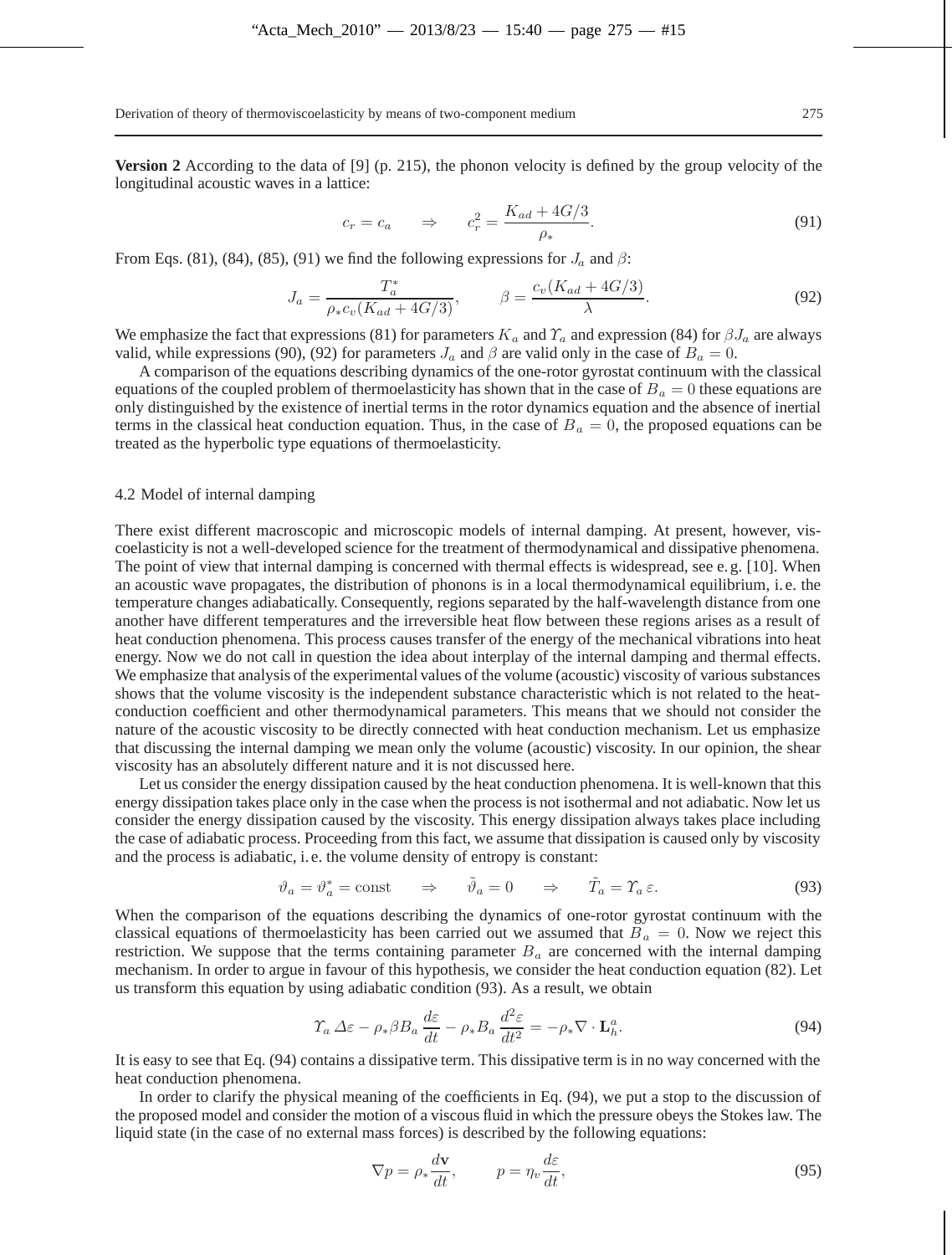**Version 2** According to the data of [9] (p. 215), the phonon velocity is defined by the group velocity of the longitudinal acoustic waves in a lattice:

$$c_r = c_a \qquad \Rightarrow \qquad c_r^2 = \frac{K_{ad} + 4G/3}{\rho_*}. \tag{91}$$

From Eqs. (81), (84), (85), (91) we find the following expressions for $J_a$ and $\beta$:

$$J_a = \frac{T_a^*}{\rho_* c_v (K_{ad} + 4G/3)}, \qquad \beta = \frac{c_v (K_{ad} + 4G/3)}{\lambda}. \tag{92}$$

We emphasize the fact that expressions (81) for parameters $K_a$ and $\Upsilon_a$ and expression (84) for $\beta J_a$ are always valid, while expressions (90), (92) for parameters $J_a$ and $\beta$ are valid only in the case of $B_a = 0$.

A comparison of the equations describing dynamics of the one-rotor gyrostat continuum with the classical equations of the coupled problem of thermoelasticity has shown that in the case of $B_a = 0$ these equations are only distinguished by the existence of inertial terms in the rotor dynamics equation and the absence of inertial terms in the classical heat conduction equation. Thus, in the case of $B_a = 0$, the proposed equations can be treated as the hyperbolic type equations of thermoelasticity.

### 4.2 Model of internal damping

There exist different macroscopic and microscopic models of internal damping. At present, however, viscoelasticity is not a well-developed science for the treatment of thermodynamical and dissipative phenomena. The point of view that internal damping is concerned with thermal effects is widespread, see e. g. [10]. When an acoustic wave propagates, the distribution of phonons is in a local thermodynamical equilibrium, i. e. the temperature changes adiabatically. Consequently, regions separated by the half-wavelength distance from one another have different temperatures and the irreversible heat flow between these regions arises as a result of heat conduction phenomena. This process causes transfer of the energy of the mechanical vibrations into heat energy. Now we do not call in question the idea about interplay of the internal damping and thermal effects. We emphasize that analysis of the experimental values of the volume (acoustic) viscosity of various substances shows that the volume viscosity is the independent substance characteristic which is not related to the heat-conduction coefficient and other thermodynamical parameters. This means that we should not consider the nature of the acoustic viscosity to be directly connected with heat conduction mechanism. Let us emphasize that discussing the internal damping we mean only the volume (acoustic) viscosity. In our opinion, the shear viscosity has an absolutely different nature and it is not discussed here.

Let us consider the energy dissipation caused by the heat conduction phenomena. It is well-known that this energy dissipation takes place only in the case when the process is not isothermal and not adiabatic. Now let us consider the energy dissipation caused by the viscosity. This energy dissipation always takes place including the case of adiabatic process. Proceeding from this fact, we assume that dissipation is caused only by viscosity and the process is adiabatic, i. e. the volume density of entropy is constant:

$$\vartheta_a = \vartheta_a^* = \text{const} \qquad \Rightarrow \qquad \tilde{\vartheta}_a = 0 \qquad \Rightarrow \qquad \tilde{T}_a = \Upsilon_a \, \varepsilon. \tag{93}$$

When the comparison of the equations describing the dynamics of one-rotor gyrostat continuum with the classical equations of thermoelasticity has been carried out we assumed that $B_a = 0$. Now we reject this restriction. We suppose that the terms containing parameter $B_a$ are concerned with the internal damping mechanism. In order to argue in favour of this hypothesis, we consider the heat conduction equation (82). Let us transform this equation by using adiabatic condition (93). As a result, we obtain

$$\Upsilon_a \, \Delta\varepsilon - \rho_* \beta B_a \frac{d\varepsilon}{dt} - \rho_* B_a \frac{d^2\varepsilon}{dt^2} = -\rho_* \nabla \cdot \mathbf{L}_h^a. \tag{94}$$

It is easy to see that Eq. (94) contains a dissipative term. This dissipative term is in no way concerned with the heat conduction phenomena.

In order to clarify the physical meaning of the coefficients in Eq. (94), we put a stop to the discussion of the proposed model and consider the motion of a viscous fluid in which the pressure obeys the Stokes law. The liquid state (in the case of no external mass forces) is described by the following equations:

$$\nabla p = \rho_* \frac{d\mathbf{v}}{dt}, \qquad p = \eta_v \frac{d\varepsilon}{dt}, \tag{95}$$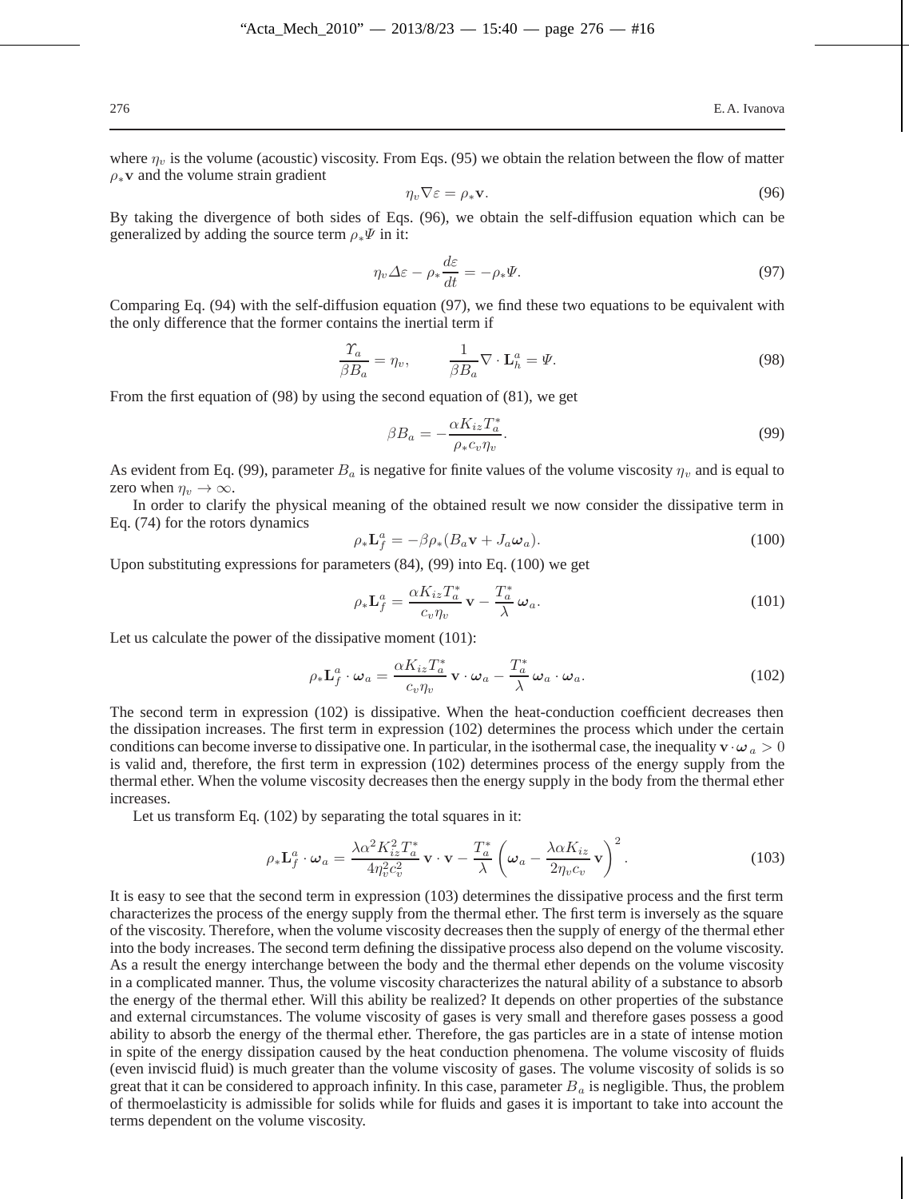where $\eta_v$ is the volume (acoustic) viscosity. From Eqs. (95) we obtain the relation between the flow of matter $\rho_* \mathbf{v}$ and the volume strain gradient

$$\eta_v \nabla \varepsilon = \rho_* \mathbf{v}. \tag{96}$$

By taking the divergence of both sides of Eqs. (96), we obtain the self-diffusion equation which can be generalized by adding the source term $\rho_* \Psi$ in it:

$$\eta_v \Delta \varepsilon - \rho_* \frac{d\varepsilon}{dt} = -\rho_* \Psi. \tag{97}$$

Comparing Eq. (94) with the self-diffusion equation (97), we find these two equations to be equivalent with the only difference that the former contains the inertial term if

$$\frac{\Upsilon_a}{\beta B_a} = \eta_v, \qquad \frac{1}{\beta B_a} \nabla \cdot \mathbf{L}_h^a = \Psi. \tag{98}$$

From the first equation of (98) by using the second equation of (81), we get

$$\beta B_a = -\frac{\alpha K_{iz} T_a^*}{\rho_* c_v \eta_v}. \tag{99}$$

As evident from Eq. (99), parameter $B_a$ is negative for finite values of the volume viscosity $\eta_v$ and is equal to zero when $\eta_v \to \infty$.

In order to clarify the physical meaning of the obtained result we now consider the dissipative term in Eq. (74) for the rotors dynamics

$$\rho_* \mathbf{L}_f^a = -\beta \rho_* (B_a \mathbf{v} + J_a \boldsymbol{\omega}_a). \tag{100}$$

Upon substituting expressions for parameters (84), (99) into Eq. (100) we get

$$\rho_* \mathbf{L}_f^a = \frac{\alpha K_{iz} T_a^*}{c_v \eta_v} \mathbf{v} - \frac{T_a^*}{\lambda} \boldsymbol{\omega}_a. \tag{101}$$

Let us calculate the power of the dissipative moment (101):

$$\rho_* \mathbf{L}_f^a \cdot \boldsymbol{\omega}_a = \frac{\alpha K_{iz} T_a^*}{c_v \eta_v} \mathbf{v} \cdot \boldsymbol{\omega}_a - \frac{T_a^*}{\lambda} \boldsymbol{\omega}_a \cdot \boldsymbol{\omega}_a. \tag{102}$$

The second term in expression (102) is dissipative. When the heat-conduction coefficient decreases then the dissipation increases. The first term in expression (102) determines the process which under the certain conditions can become inverse to dissipative one. In particular, in the isothermal case, the inequality $\mathbf{v} \cdot \boldsymbol{\omega}_a > 0$ is valid and, therefore, the first term in expression (102) determines process of the energy supply from the thermal ether. When the volume viscosity decreases then the energy supply in the body from the thermal ether increases.

Let us transform Eq. (102) by separating the total squares in it:

$$\rho_* \mathbf{L}_f^a \cdot \boldsymbol{\omega}_a = \frac{\lambda \alpha^2 K_{iz}^2 T_a^*}{4 \eta_v^2 c_v^2} \mathbf{v} \cdot \mathbf{v} - \frac{T_a^*}{\lambda} \left( \boldsymbol{\omega}_a - \frac{\lambda \alpha K_{iz}}{2 \eta_v c_v} \mathbf{v} \right)^2. \tag{103}$$

It is easy to see that the second term in expression (103) determines the dissipative process and the first term characterizes the process of the energy supply from the thermal ether. The first term is inversely as the square of the viscosity. Therefore, when the volume viscosity decreases then the supply of energy of the thermal ether into the body increases. The second term defining the dissipative process also depend on the volume viscosity. As a result the energy interchange between the body and the thermal ether depends on the volume viscosity in a complicated manner. Thus, the volume viscosity characterizes the natural ability of a substance to absorb the energy of the thermal ether. Will this ability be realized? It depends on other properties of the substance and external circumstances. The volume viscosity of gases is very small and therefore gases possess a good ability to absorb the energy of the thermal ether. Therefore, the gas particles are in a state of intense motion in spite of the energy dissipation caused by the heat conduction phenomena. The volume viscosity of fluids (even inviscid fluid) is much greater than the volume viscosity of gases. The volume viscosity of solids is so great that it can be considered to approach infinity. In this case, parameter $B_a$ is negligible. Thus, the problem of thermoelasticity is admissible for solids while for fluids and gases it is important to take into account the terms dependent on the volume viscosity.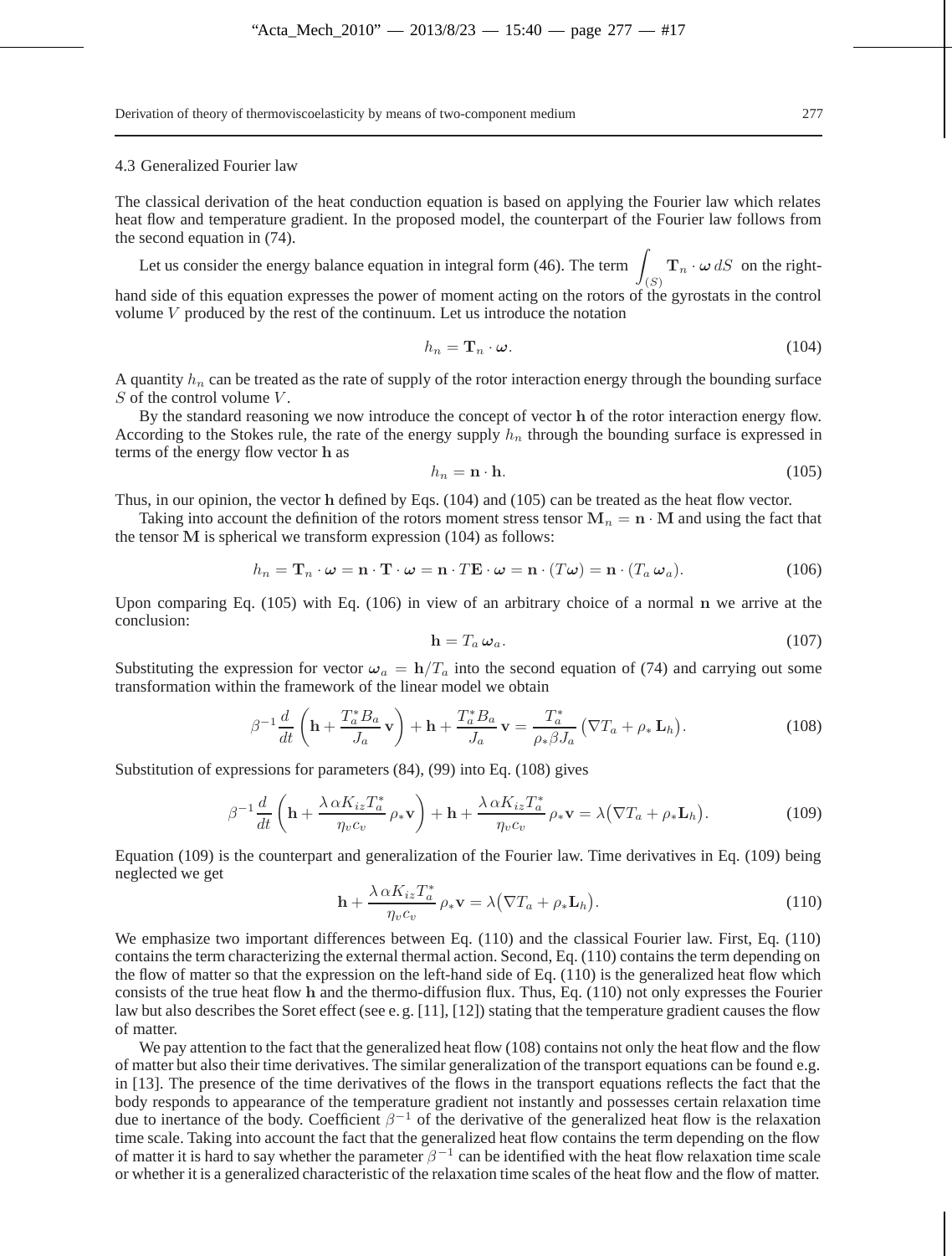### 4.3 Generalized Fourier law

The classical derivation of the heat conduction equation is based on applying the Fourier law which relates heat flow and temperature gradient. In the proposed model, the counterpart of the Fourier law follows from the second equation in (74).

Let us consider the energy balance equation in integral form (46). The term $\int_{(S)} \mathbf{T}_n \cdot \boldsymbol{\omega} \, dS$ on the right-hand side of this equation expresses the power of moment acting on the rotors of the gyrostats in the control volume $V$ produced by the rest of the continuum. Let us introduce the notation

$$h_n = \mathbf{T}_n \cdot \boldsymbol{\omega}. \tag{104}$$

A quantity $h_n$ can be treated as the rate of supply of the rotor interaction energy through the bounding surface $S$ of the control volume $V$.

By the standard reasoning we now introduce the concept of vector $\mathbf{h}$ of the rotor interaction energy flow. According to the Stokes rule, the rate of the energy supply $h_n$ through the bounding surface is expressed in terms of the energy flow vector $\mathbf{h}$ as

$$h_n = \mathbf{n} \cdot \mathbf{h}. \tag{105}$$

Thus, in our opinion, the vector $\mathbf{h}$ defined by Eqs. (104) and (105) can be treated as the heat flow vector.

Taking into account the definition of the rotors moment stress tensor $\mathbf{M}_n = \mathbf{n} \cdot \mathbf{M}$ and using the fact that the tensor $\mathbf{M}$ is spherical we transform expression (104) as follows:

$$h_n = \mathbf{T}_n \cdot \boldsymbol{\omega} = \mathbf{n} \cdot \mathbf{T} \cdot \boldsymbol{\omega} = \mathbf{n} \cdot T\mathbf{E} \cdot \boldsymbol{\omega} = \mathbf{n} \cdot (T\boldsymbol{\omega}) = \mathbf{n} \cdot (T_a \, \boldsymbol{\omega}_a). \tag{106}$$

Upon comparing Eq. (105) with Eq. (106) in view of an arbitrary choice of a normal $\mathbf{n}$ we arrive at the conclusion:

$$\mathbf{h} = T_a \, \boldsymbol{\omega}_a. \tag{107}$$

Substituting the expression for vector $\boldsymbol{\omega}_a = \mathbf{h}/T_a$ into the second equation of (74) and carrying out some transformation within the framework of the linear model we obtain

$$\beta^{-1} \frac{d}{dt} \left( \mathbf{h} + \frac{T_a^* B_a}{J_a} \mathbf{v} \right) + \mathbf{h} + \frac{T_a^* B_a}{J_a} \mathbf{v} = \frac{T_a^*}{\rho_* \beta J_a} \big( \nabla T_a + \rho_* \, \mathbf{L}_h \big). \tag{108}$$

Substitution of expressions for parameters (84), (99) into Eq. (108) gives

$$\beta^{-1} \frac{d}{dt} \left( \mathbf{h} + \frac{\lambda \, \alpha K_{iz} T_a^*}{\eta_v c_v} \, \rho_* \mathbf{v} \right) + \mathbf{h} + \frac{\lambda \, \alpha K_{iz} T_a^*}{\eta_v c_v} \, \rho_* \mathbf{v} = \lambda \big( \nabla T_a + \rho_* \mathbf{L}_h \big). \tag{109}$$

Equation (109) is the counterpart and generalization of the Fourier law. Time derivatives in Eq. (109) being neglected we get

$$\mathbf{h} + \frac{\lambda \, \alpha K_{iz} T_a^*}{\eta_v c_v} \, \rho_* \mathbf{v} = \lambda \big( \nabla T_a + \rho_* \mathbf{L}_h \big). \tag{110}$$

We emphasize two important differences between Eq. (110) and the classical Fourier law. First, Eq. (110) contains the term characterizing the external thermal action. Second, Eq. (110) contains the term depending on the flow of matter so that the expression on the left-hand side of Eq. (110) is the generalized heat flow which consists of the true heat flow $\mathbf{h}$ and the thermo-diffusion flux. Thus, Eq. (110) not only expresses the Fourier law but also describes the Soret effect (see e. g. [11], [12]) stating that the temperature gradient causes the flow of matter.

We pay attention to the fact that the generalized heat flow (108) contains not only the heat flow and the flow of matter but also their time derivatives. The similar generalization of the transport equations can be found e.g. in [13]. The presence of the time derivatives of the flows in the transport equations reflects the fact that the body responds to appearance of the temperature gradient not instantly and possesses certain relaxation time due to inertance of the body. Coefficient $\beta^{-1}$ of the derivative of the generalized heat flow is the relaxation time scale. Taking into account the fact that the generalized heat flow contains the term depending on the flow of matter it is hard to say whether the parameter $\beta^{-1}$ can be identified with the heat flow relaxation time scale or whether it is a generalized characteristic of the relaxation time scales of the heat flow and the flow of matter.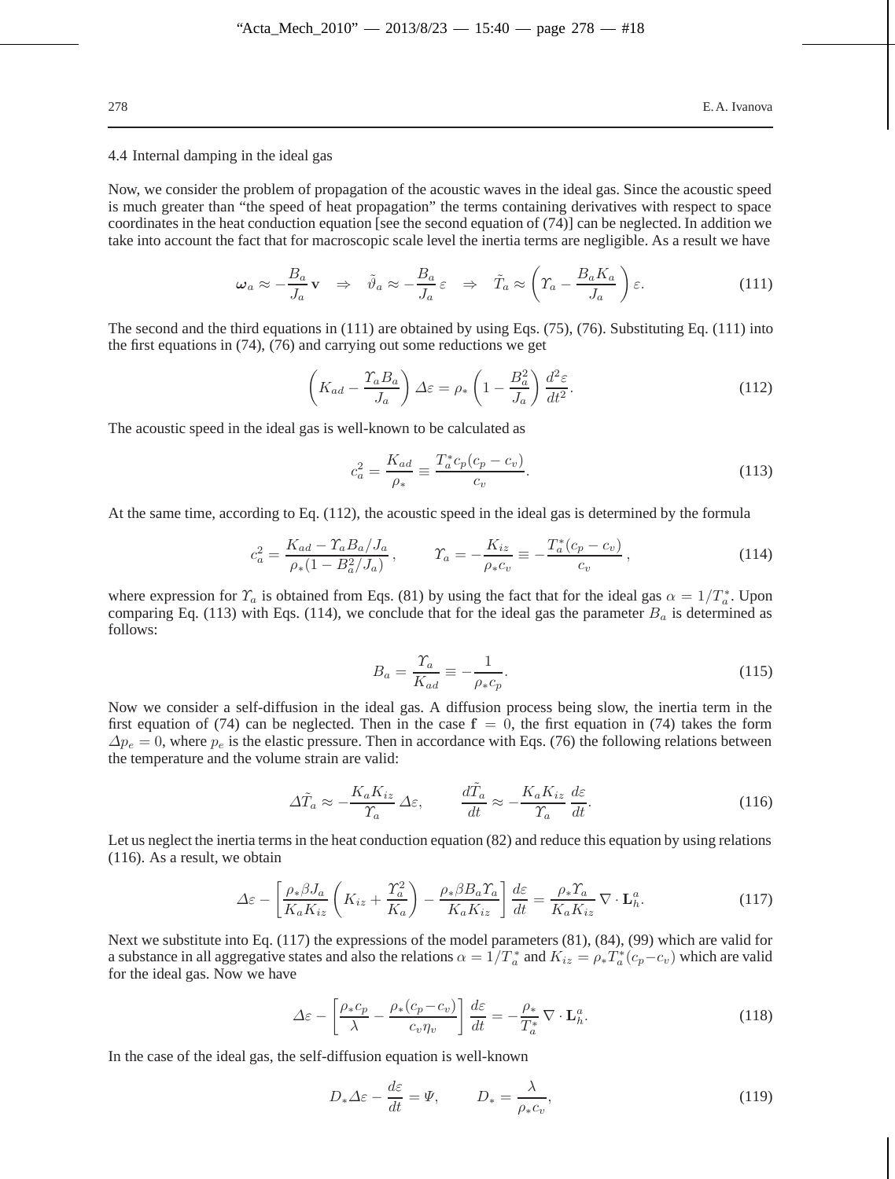### 4.4 Internal damping in the ideal gas

Now, we consider the problem of propagation of the acoustic waves in the ideal gas. Since the acoustic speed is much greater than "the speed of heat propagation" the terms containing derivatives with respect to space coordinates in the heat conduction equation [see the second equation of (74)] can be neglected. In addition we take into account the fact that for macroscopic scale level the inertia terms are negligible. As a result we have

$$\boldsymbol{\omega}_a \approx -\frac{B_a}{J_a}\,\mathbf{v} \quad\Rightarrow\quad \tilde{\vartheta}_a \approx -\frac{B_a}{J_a}\,\varepsilon \quad\Rightarrow\quad \tilde{T}_a \approx \left(\Upsilon_a - \frac{B_a K_a}{J_a}\right)\varepsilon. \tag{111}$$

The second and the third equations in (111) are obtained by using Eqs. (75), (76). Substituting Eq. (111) into the first equations in (74), (76) and carrying out some reductions we get

$$\left(K_{ad} - \frac{\Upsilon_a B_a}{J_a}\right)\Delta\varepsilon = \rho_*\left(1 - \frac{B_a^2}{J_a}\right)\frac{d^2\varepsilon}{dt^2}. \tag{112}$$

The acoustic speed in the ideal gas is well-known to be calculated as

$$c_a^2 = \frac{K_{ad}}{\rho_*} \equiv \frac{T_a^* c_p(c_p - c_v)}{c_v}. \tag{113}$$

At the same time, according to Eq. (112), the acoustic speed in the ideal gas is determined by the formula

$$c_a^2 = \frac{K_{ad} - \Upsilon_a B_a/J_a}{\rho_*(1 - B_a^2/J_a)}, \qquad \Upsilon_a = -\frac{K_{iz}}{\rho_* c_v} \equiv -\frac{T_a^*(c_p - c_v)}{c_v}, \tag{114}$$

where expression for $\Upsilon_a$ is obtained from Eqs. (81) by using the fact that for the ideal gas $\alpha = 1/T_a^*$. Upon comparing Eq. (113) with Eqs. (114), we conclude that for the ideal gas the parameter $B_a$ is determined as follows:

$$B_a = \frac{\Upsilon_a}{K_{ad}} \equiv -\frac{1}{\rho_* c_p}. \tag{115}$$

Now we consider a self-diffusion in the ideal gas. A diffusion process being slow, the inertia term in the first equation of (74) can be neglected. Then in the case $\mathbf{f} = 0$, the first equation in (74) takes the form $\Delta p_e = 0$, where $p_e$ is the elastic pressure. Then in accordance with Eqs. (76) the following relations between the temperature and the volume strain are valid:

$$\Delta\tilde{T}_a \approx -\frac{K_a K_{iz}}{\Upsilon_a}\,\Delta\varepsilon, \qquad \frac{d\tilde{T}_a}{dt} \approx -\frac{K_a K_{iz}}{\Upsilon_a}\,\frac{d\varepsilon}{dt}. \tag{116}$$

Let us neglect the inertia terms in the heat conduction equation (82) and reduce this equation by using relations (116). As a result, we obtain

$$\Delta\varepsilon - \left[\frac{\rho_*\beta J_a}{K_a K_{iz}}\left(K_{iz} + \frac{\Upsilon_a^2}{K_a}\right) - \frac{\rho_*\beta B_a \Upsilon_a}{K_a K_{iz}}\right]\frac{d\varepsilon}{dt} = \frac{\rho_*\Upsilon_a}{K_a K_{iz}}\,\nabla\cdot\mathbf{L}_h^a. \tag{117}$$

Next we substitute into Eq. (117) the expressions of the model parameters (81), (84), (99) which are valid for a substance in all aggregative states and also the relations $\alpha = 1/T_a^*$ and $K_{iz} = \rho_* T_a^*(c_p - c_v)$ which are valid for the ideal gas. Now we have

$$\Delta\varepsilon - \left[\frac{\rho_* c_p}{\lambda} - \frac{\rho_*(c_p - c_v)}{c_v\eta_v}\right]\frac{d\varepsilon}{dt} = -\frac{\rho_*}{T_a^*}\,\nabla\cdot\mathbf{L}_h^a. \tag{118}$$

In the case of the ideal gas, the self-diffusion equation is well-known

$$D_*\Delta\varepsilon - \frac{d\varepsilon}{dt} = \Psi, \qquad D_* = \frac{\lambda}{\rho_* c_v}, \tag{119}$$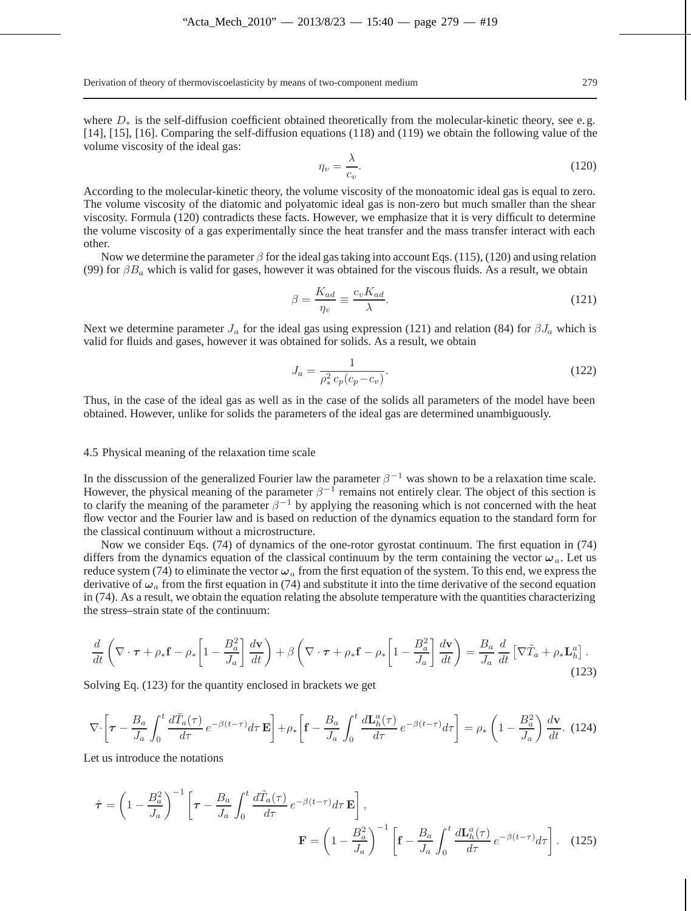where $D_*$ is the self-diffusion coefficient obtained theoretically from the molecular-kinetic theory, see e. g. [14], [15], [16]. Comparing the self-diffusion equations (118) and (119) we obtain the following value of the volume viscosity of the ideal gas:

$$\eta_v = \frac{\lambda}{c_v}. \tag{120}$$

According to the molecular-kinetic theory, the volume viscosity of the monoatomic ideal gas is equal to zero. The volume viscosity of the diatomic and polyatomic ideal gas is non-zero but much smaller than the shear viscosity. Formula (120) contradicts these facts. However, we emphasize that it is very difficult to determine the volume viscosity of a gas experimentally since the heat transfer and the mass transfer interact with each other.

Now we determine the parameter $\beta$ for the ideal gas taking into account Eqs. (115), (120) and using relation (99) for $\beta B_a$ which is valid for gases, however it was obtained for the viscous fluids. As a result, we obtain

$$\beta = \frac{K_{ad}}{\eta_v} \equiv \frac{c_v K_{ad}}{\lambda}. \tag{121}$$

Next we determine parameter $J_a$ for the ideal gas using expression (121) and relation (84) for $\beta J_a$ which is valid for fluids and gases, however it was obtained for solids. As a result, we obtain

$$J_a = \frac{1}{\rho_*^2\, c_p (c_p - c_v)}. \tag{122}$$

Thus, in the case of the ideal gas as well as in the case of the solids all parameters of the model have been obtained. However, unlike for solids the parameters of the ideal gas are determined unambiguously.

### 4.5 Physical meaning of the relaxation time scale

In the disscussion of the generalized Fourier law the parameter $\beta^{-1}$ was shown to be a relaxation time scale. However, the physical meaning of the parameter $\beta^{-1}$ remains not entirely clear. The object of this section is to clarify the meaning of the parameter $\beta^{-1}$ by applying the reasoning which is not concerned with the heat flow vector and the Fourier law and is based on reduction of the dynamics equation to the standard form for the classical continuum without a microstructure.

Now we consider Eqs. (74) of dynamics of the one-rotor gyrostat continuum. The first equation in (74) differs from the dynamics equation of the classical continuum by the term containing the vector $\boldsymbol{\omega}_a$. Let us reduce system (74) to eliminate the vector $\boldsymbol{\omega}_a$ from the first equation of the system. To this end, we express the derivative of $\boldsymbol{\omega}_a$ from the first equation in (74) and substitute it into the time derivative of the second equation in (74). As a result, we obtain the equation relating the absolute temperature with the quantities characterizing the stress–strain state of the continuum:

$$\frac{d}{dt}\left(\nabla\cdot\boldsymbol{\tau} + \rho_*\mathbf{f} - \rho_*\left[1 - \frac{B_a^2}{J_a}\right]\frac{d\mathbf{v}}{dt}\right) + \beta\left(\nabla\cdot\boldsymbol{\tau} + \rho_*\mathbf{f} - \rho_*\left[1 - \frac{B_a^2}{J_a}\right]\frac{d\mathbf{v}}{dt}\right) = \frac{B_a}{J_a}\frac{d}{dt}\left[\nabla\tilde{T}_a + \rho_*\mathbf{L}_h^a\right]. \tag{123}$$

Solving Eq. (123) for the quantity enclosed in brackets we get

$$\nabla\cdot\left[\boldsymbol{\tau} - \frac{B_a}{J_a}\int_0^t \frac{d\tilde{T}_a(\tau)}{d\tau}\, e^{-\beta(t-\tau)} d\tau\,\mathbf{E}\right] + \rho_*\left[\mathbf{f} - \frac{B_a}{J_a}\int_0^t \frac{d\mathbf{L}_h^a(\tau)}{d\tau}\, e^{-\beta(t-\tau)} d\tau\right] = \rho_*\left(1 - \frac{B_a^2}{J_a}\right)\frac{d\mathbf{v}}{dt}. \tag{124}$$

Let us introduce the notations

$$\hat{\boldsymbol{\tau}} = \left(1 - \frac{B_a^2}{J_a}\right)^{-1}\left[\boldsymbol{\tau} - \frac{B_a}{J_a}\int_0^t \frac{d\tilde{T}_a(\tau)}{d\tau}\, e^{-\beta(t-\tau)} d\tau\,\mathbf{E}\right],$$
$$\mathbf{F} = \left(1 - \frac{B_a^2}{J_a}\right)^{-1}\left[\mathbf{f} - \frac{B_a}{J_a}\int_0^t \frac{d\mathbf{L}_h^a(\tau)}{d\tau}\, e^{-\beta(t-\tau)} d\tau\right]. \tag{125}$$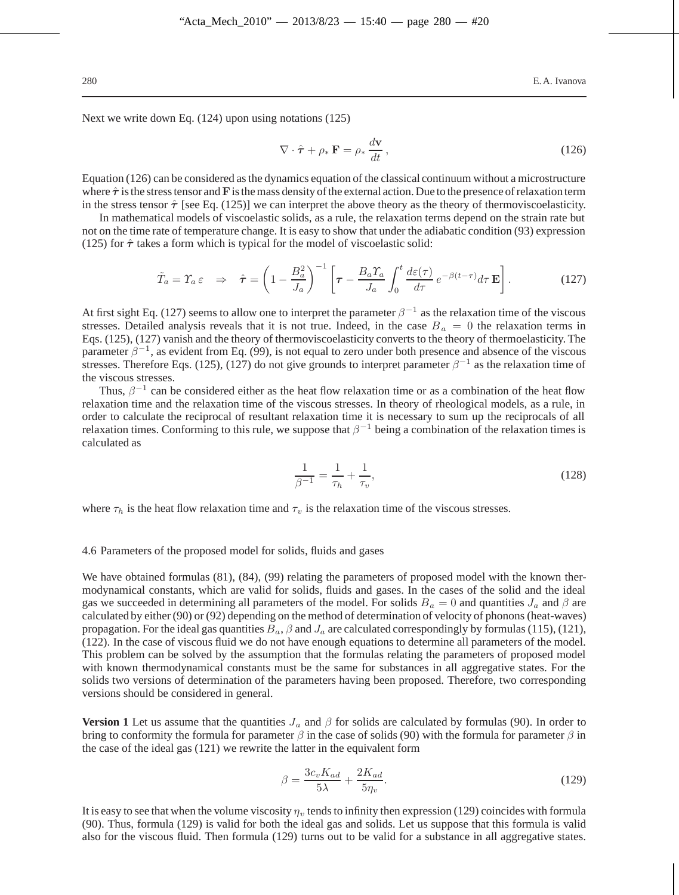Next we write down Eq. (124) upon using notations (125)

$$\nabla \cdot \hat{\boldsymbol{\tau}} + \rho_* \, \mathbf{F} = \rho_* \, \frac{d\mathbf{v}}{dt} \,, \tag{126}$$

Equation (126) can be considered as the dynamics equation of the classical continuum without a microstructure where $\hat{\boldsymbol{\tau}}$ is the stress tensor and $\mathbf{F}$ is the mass density of the external action. Due to the presence of relaxation term in the stress tensor $\hat{\boldsymbol{\tau}}$ [see Eq. (125)] we can interpret the above theory as the theory of thermoviscoelasticity.

In mathematical models of viscoelastic solids, as a rule, the relaxation terms depend on the strain rate but not on the time rate of temperature change. It is easy to show that under the adiabatic condition (93) expression (125) for $\hat{\boldsymbol{\tau}}$ takes a form which is typical for the model of viscoelastic solid:

$$\tilde{T}_a = \Upsilon_a \, \varepsilon \quad \Rightarrow \quad \hat{\boldsymbol{\tau}} = \left( 1 - \frac{B_a^2}{J_a} \right)^{-1} \left[ \boldsymbol{\tau} - \frac{B_a \Upsilon_a}{J_a} \int_0^t \frac{d\varepsilon(\tau)}{d\tau} \, e^{-\beta(t-\tau)} d\tau \, \mathbf{E} \right] . \tag{127}$$

At first sight Eq. (127) seems to allow one to interpret the parameter $\beta^{-1}$ as the relaxation time of the viscous stresses. Detailed analysis reveals that it is not true. Indeed, in the case $B_a = 0$ the relaxation terms in Eqs. (125), (127) vanish and the theory of thermoviscoelasticity converts to the theory of thermoelasticity. The parameter $\beta^{-1}$, as evident from Eq. (99), is not equal to zero under both presence and absence of the viscous stresses. Therefore Eqs. (125), (127) do not give grounds to interpret parameter $\beta^{-1}$ as the relaxation time of the viscous stresses.

Thus, $\beta^{-1}$ can be considered either as the heat flow relaxation time or as a combination of the heat flow relaxation time and the relaxation time of the viscous stresses. In theory of rheological models, as a rule, in order to calculate the reciprocal of resultant relaxation time it is necessary to sum up the reciprocals of all relaxation times. Conforming to this rule, we suppose that $\beta^{-1}$ being a combination of the relaxation times is calculated as

$$\frac{1}{\beta^{-1}} = \frac{1}{\tau_h} + \frac{1}{\tau_v}, \tag{128}$$

where $\tau_h$ is the heat flow relaxation time and $\tau_v$ is the relaxation time of the viscous stresses.

### 4.6 Parameters of the proposed model for solids, fluids and gases

We have obtained formulas (81), (84), (99) relating the parameters of proposed model with the known thermodynamical constants, which are valid for solids, fluids and gases. In the cases of the solid and the ideal gas we succeeded in determining all parameters of the model. For solids $B_a = 0$ and quantities $J_a$ and $\beta$ are calculated by either (90) or (92) depending on the method of determination of velocity of phonons (heat-waves) propagation. For the ideal gas quantities $B_a$, $\beta$ and $J_a$ are calculated correspondingly by formulas (115), (121), (122). In the case of viscous fluid we do not have enough equations to determine all parameters of the model. This problem can be solved by the assumption that the formulas relating the parameters of proposed model with known thermodynamical constants must be the same for substances in all aggregative states. For the solids two versions of determination of the parameters having been proposed. Therefore, two corresponding versions should be considered in general.

**Version 1** Let us assume that the quantities $J_a$ and $\beta$ for solids are calculated by formulas (90). In order to bring to conformity the formula for parameter $\beta$ in the case of solids (90) with the formula for parameter $\beta$ in the case of the ideal gas (121) we rewrite the latter in the equivalent form

$$\beta = \frac{3c_v K_{ad}}{5\lambda} + \frac{2K_{ad}}{5\eta_v}. \tag{129}$$

It is easy to see that when the volume viscosity $\eta_v$ tends to infinity then expression (129) coincides with formula (90). Thus, formula (129) is valid for both the ideal gas and solids. Let us suppose that this formula is valid also for the viscous fluid. Then formula (129) turns out to be valid for a substance in all aggregative states.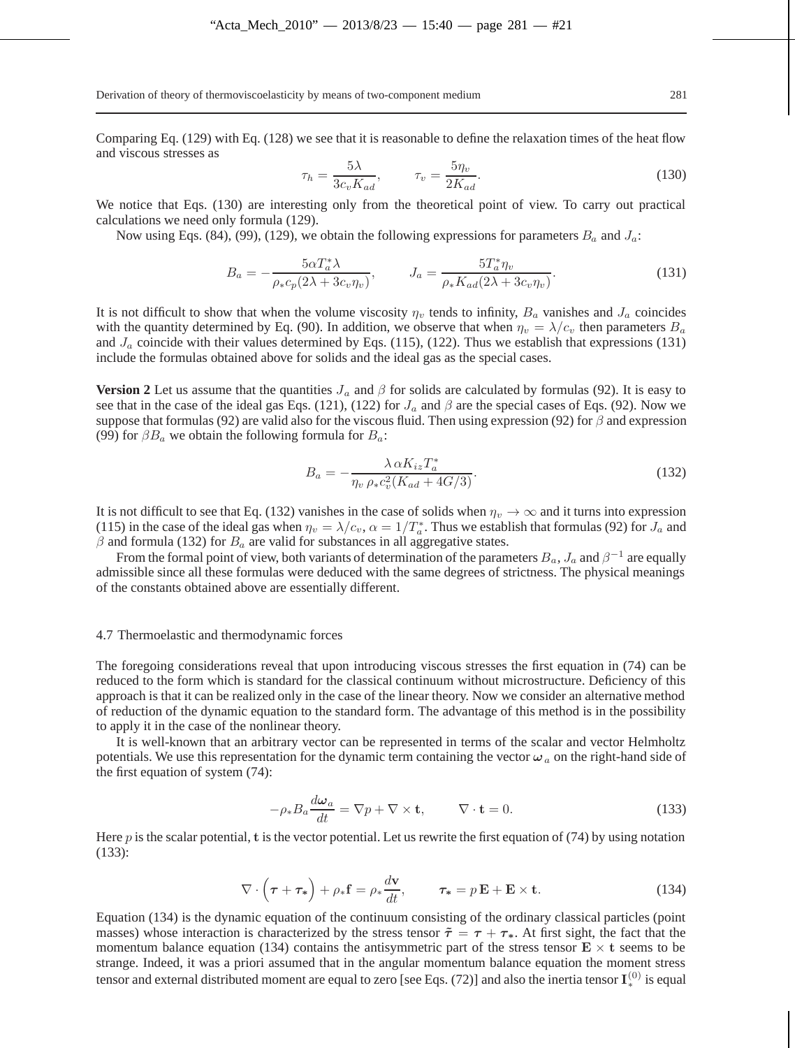Comparing Eq. (129) with Eq. (128) we see that it is reasonable to define the relaxation times of the heat flow and viscous stresses as

$$\tau_h = \frac{5\lambda}{3c_v K_{ad}}, \qquad \tau_v = \frac{5\eta_v}{2K_{ad}}. \tag{130}$$

We notice that Eqs. (130) are interesting only from the theoretical point of view. To carry out practical calculations we need only formula (129).

Now using Eqs. (84), (99), (129), we obtain the following expressions for parameters $B_a$ and $J_a$:

$$B_a = -\frac{5\alpha T_a^* \lambda}{\rho_* c_p (2\lambda + 3c_v \eta_v)}, \qquad J_a = \frac{5T_a^* \eta_v}{\rho_* K_{ad}(2\lambda + 3c_v\eta_v)}. \tag{131}$$

It is not difficult to show that when the volume viscosity $\eta_v$ tends to infinity, $B_a$ vanishes and $J_a$ coincides with the quantity determined by Eq. (90). In addition, we observe that when $\eta_v = \lambda/c_v$ then parameters $B_a$ and $J_a$ coincide with their values determined by Eqs. (115), (122). Thus we establish that expressions (131) include the formulas obtained above for solids and the ideal gas as the special cases.

**Version 2** Let us assume that the quantities $J_a$ and $\beta$ for solids are calculated by formulas (92). It is easy to see that in the case of the ideal gas Eqs. (121), (122) for $J_a$ and $\beta$ are the special cases of Eqs. (92). Now we suppose that formulas (92) are valid also for the viscous fluid. Then using expression (92) for $\beta$ and expression (99) for $\beta B_a$ we obtain the following formula for $B_a$:

$$B_a = -\frac{\lambda\, \alpha K_{iz} T_a^*}{\eta_v\, \rho_* c_v^2 (K_{ad} + 4G/3)}. \tag{132}$$

It is not difficult to see that Eq. (132) vanishes in the case of solids when $\eta_v \to \infty$ and it turns into expression (115) in the case of the ideal gas when $\eta_v = \lambda/c_v$, $\alpha = 1/T_a^*$. Thus we establish that formulas (92) for $J_a$ and $\beta$ and formula (132) for $B_a$ are valid for substances in all aggregative states.

From the formal point of view, both variants of determination of the parameters $B_a$, $J_a$ and $\beta^{-1}$ are equally admissible since all these formulas were deduced with the same degrees of strictness. The physical meanings of the constants obtained above are essentially different.

### 4.7 Thermoelastic and thermodynamic forces

The foregoing considerations reveal that upon introducing viscous stresses the first equation in (74) can be reduced to the form which is standard for the classical continuum without microstructure. Deficiency of this approach is that it can be realized only in the case of the linear theory. Now we consider an alternative method of reduction of the dynamic equation to the standard form. The advantage of this method is in the possibility to apply it in the case of the nonlinear theory.

It is well-known that an arbitrary vector can be represented in terms of the scalar and vector Helmholtz potentials. We use this representation for the dynamic term containing the vector $\boldsymbol{\omega}_a$ on the right-hand side of the first equation of system (74):

$$-\rho_* B_a \frac{d\boldsymbol{\omega}_a}{dt} = \nabla p + \nabla \times \mathbf{t}, \qquad \nabla \cdot \mathbf{t} = 0. \tag{133}$$

Here $p$ is the scalar potential, $\mathbf{t}$ is the vector potential. Let us rewrite the first equation of (74) by using notation (133):

$$\nabla \cdot \left(\boldsymbol{\tau} + \boldsymbol{\tau}_*\right) + \rho_* \mathbf{f} = \rho_* \frac{d\mathbf{v}}{dt}, \qquad \boldsymbol{\tau}_* = p\,\mathbf{E} + \mathbf{E} \times \mathbf{t}. \tag{134}$$

Equation (134) is the dynamic equation of the continuum consisting of the ordinary classical particles (point masses) whose interaction is characterized by the stress tensor $\tilde{\boldsymbol{\tau}} = \boldsymbol{\tau} + \boldsymbol{\tau}_*$. At first sight, the fact that the momentum balance equation (134) contains the antisymmetric part of the stress tensor $\mathbf{E} \times \mathbf{t}$ seems to be strange. Indeed, it was a priori assumed that in the angular momentum balance equation the moment stress tensor and external distributed moment are equal to zero [see Eqs. (72)] and also the inertia tensor $\mathbf{I}_*^{(0)}$ is equal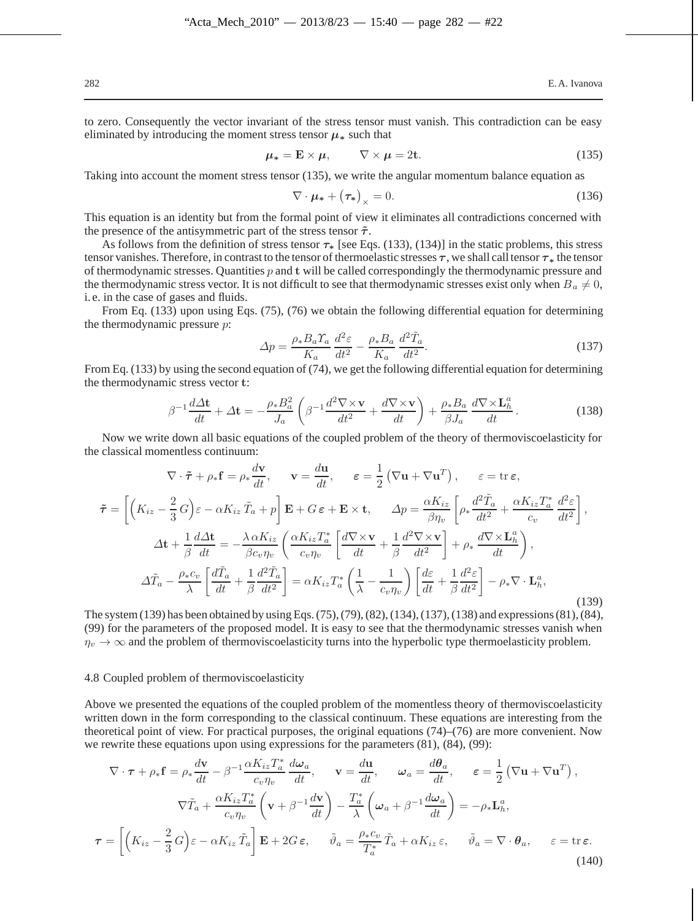to zero. Consequently the vector invariant of the stress tensor must vanish. This contradiction can be easy eliminated by introducing the moment stress tensor $\boldsymbol{\mu}_*$ such that

$$\boldsymbol{\mu}_* = \mathbf{E} \times \boldsymbol{\mu}, \qquad \nabla \times \boldsymbol{\mu} = 2\mathbf{t}. \tag{135}$$

Taking into account the moment stress tensor (135), we write the angular momentum balance equation as

$$\nabla \cdot \boldsymbol{\mu}_* + \big(\boldsymbol{\tau}_*\big)_\times = 0. \tag{136}$$

This equation is an identity but from the formal point of view it eliminates all contradictions concerned with the presence of the antisymmetric part of the stress tensor $\tilde{\boldsymbol{\tau}}$.

As follows from the definition of stress tensor $\boldsymbol{\tau}_*$ [see Eqs. (133), (134)] in the static problems, this stress tensor vanishes. Therefore, in contrast to the tensor of thermoelastic stresses $\boldsymbol{\tau}$, we shall call tensor $\boldsymbol{\tau}_*$ the tensor of thermodynamic stresses. Quantities $p$ and $\mathbf{t}$ will be called correspondingly the thermodynamic pressure and the thermodynamic stress vector. It is not difficult to see that thermodynamic stresses exist only when $B_a \neq 0$, i. e. in the case of gases and fluids.

From Eq. (133) upon using Eqs. (75), (76) we obtain the following differential equation for determining the thermodynamic pressure $p$:

$$\Delta p = \frac{\rho_* B_a \Upsilon_a}{K_a}\,\frac{d^2\varepsilon}{dt^2} - \frac{\rho_* B_a}{K_a}\,\frac{d^2\tilde{T}_a}{dt^2}. \tag{137}$$

From Eq. (133) by using the second equation of (74), we get the following differential equation for determining the thermodynamic stress vector $\mathbf{t}$:

$$\beta^{-1}\frac{d\Delta\mathbf{t}}{dt} + \Delta\mathbf{t} = -\frac{\rho_* B_a^2}{J_a}\left(\beta^{-1}\frac{d^2\nabla\times\mathbf{v}}{dt^2} + \frac{d\nabla\times\mathbf{v}}{dt}\right) + \frac{\rho_* B_a}{\beta J_a}\,\frac{d\nabla\times\mathbf{L}_h^a}{dt}. \tag{138}$$

Now we write down all basic equations of the coupled problem of the theory of thermoviscoelasticity for the classical momentless continuum:

$$\begin{gathered}
\nabla\cdot\tilde{\boldsymbol{\tau}} + \rho_*\mathbf{f} = \rho_*\frac{d\mathbf{v}}{dt}, \qquad \mathbf{v} = \frac{d\mathbf{u}}{dt}, \qquad \boldsymbol{\varepsilon} = \frac{1}{2}\left(\nabla\mathbf{u} + \nabla\mathbf{u}^T\right), \qquad \varepsilon = \operatorname{tr}\boldsymbol{\varepsilon},\\
\tilde{\boldsymbol{\tau}} = \left[\Big(K_{iz} - \frac{2}{3}\,G\Big)\varepsilon - \alpha K_{iz}\,\tilde{T}_a + p\right]\mathbf{E} + G\,\boldsymbol{\varepsilon} + \mathbf{E}\times\mathbf{t}, \qquad \Delta p = \frac{\alpha K_{iz}}{\beta\eta_v}\left[\rho_*\frac{d^2\tilde{T}_a}{dt^2} + \frac{\alpha K_{iz}T_a^*}{c_v}\,\frac{d^2\varepsilon}{dt^2}\right],\\
\Delta\mathbf{t} + \frac{1}{\beta}\frac{d\Delta\mathbf{t}}{dt} = -\frac{\lambda\,\alpha K_{iz}}{\beta c_v\eta_v}\left(\frac{\alpha K_{iz}T_a^*}{c_v\eta_v}\left[\frac{d\nabla\times\mathbf{v}}{dt} + \frac{1}{\beta}\frac{d^2\nabla\times\mathbf{v}}{dt^2}\right] + \rho_*\,\frac{d\nabla\times\mathbf{L}_h^a}{dt}\right),\\
\Delta\tilde{T}_a - \frac{\rho_* c_v}{\lambda}\left[\frac{d\tilde{T}_a}{dt} + \frac{1}{\beta}\frac{d^2\tilde{T}_a}{dt^2}\right] = \alpha K_{iz}T_a^*\left(\frac{1}{\lambda} - \frac{1}{c_v\eta_v}\right)\left[\frac{d\varepsilon}{dt} + \frac{1}{\beta}\frac{d^2\varepsilon}{dt^2}\right] - \rho_*\nabla\cdot\mathbf{L}_h^a,
\end{gathered} \tag{139}$$

The system (139) has been obtained by using Eqs. (75), (79), (82), (134), (137), (138) and expressions (81), (84), (99) for the parameters of the proposed model. It is easy to see that the thermodynamic stresses vanish when $\eta_v \to \infty$ and the problem of thermoviscoelasticity turns into the hyperbolic type thermoelasticity problem.

### 4.8 Coupled problem of thermoviscoelasticity

Above we presented the equations of the coupled problem of the momentless theory of thermoviscoelasticity written down in the form corresponding to the classical continuum. These equations are interesting from the theoretical point of view. For practical purposes, the original equations (74)–(76) are more convenient. Now we rewrite these equations upon using expressions for the parameters (81), (84), (99):

$$\begin{gathered}
\nabla\cdot\boldsymbol{\tau} + \rho_*\mathbf{f} = \rho_*\frac{d\mathbf{v}}{dt} - \beta^{-1}\frac{\alpha K_{iz}T_a^*}{c_v\eta_v}\,\frac{d\boldsymbol{\omega}_a}{dt}, \qquad \mathbf{v} = \frac{d\mathbf{u}}{dt}, \qquad \boldsymbol{\omega}_a = \frac{d\boldsymbol{\theta}_a}{dt}, \qquad \boldsymbol{\varepsilon} = \frac{1}{2}\left(\nabla\mathbf{u} + \nabla\mathbf{u}^T\right),\\
\nabla\tilde{T}_a + \frac{\alpha K_{iz}T_a^*}{c_v\eta_v}\left(\mathbf{v} + \beta^{-1}\frac{d\mathbf{v}}{dt}\right) - \frac{T_a^*}{\lambda}\left(\boldsymbol{\omega}_a + \beta^{-1}\frac{d\boldsymbol{\omega}_a}{dt}\right) = -\rho_*\mathbf{L}_h^a,\\
\boldsymbol{\tau} = \left[\Big(K_{iz} - \frac{2}{3}\,G\Big)\varepsilon - \alpha K_{iz}\,\tilde{T}_a\right]\mathbf{E} + 2G\,\boldsymbol{\varepsilon}, \qquad \tilde{\vartheta}_a = \frac{\rho_* c_v}{T_a^*}\,\tilde{T}_a + \alpha K_{iz}\,\varepsilon, \qquad \tilde{\vartheta}_a = \nabla\cdot\boldsymbol{\theta}_a, \qquad \varepsilon = \operatorname{tr}\boldsymbol{\varepsilon}.
\end{gathered} \tag{140}$$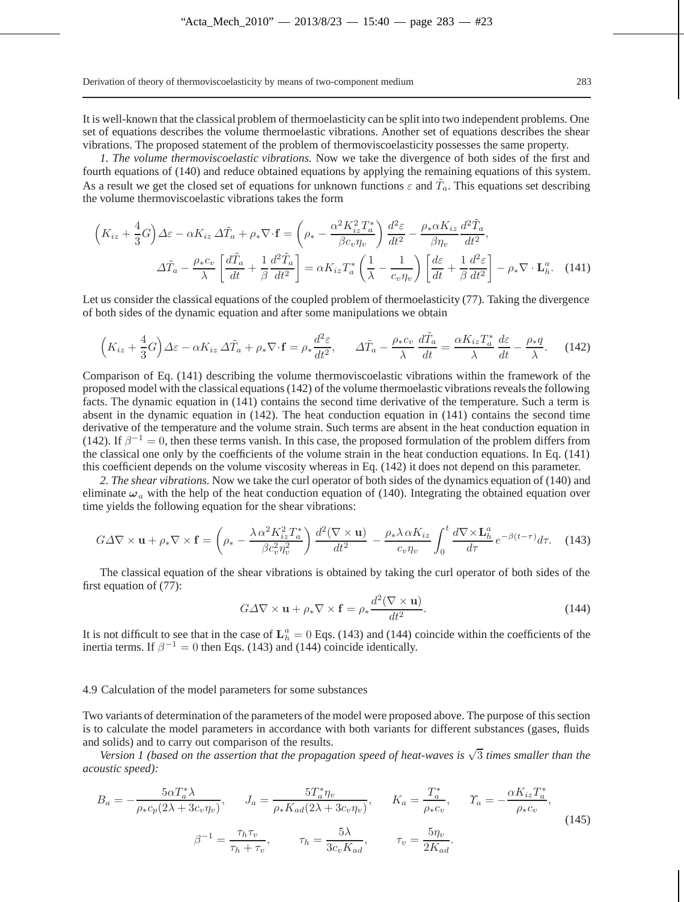It is well-known that the classical problem of thermoelasticity can be split into two independent problems. One set of equations describes the volume thermoelastic vibrations. Another set of equations describes the shear vibrations. The proposed statement of the problem of thermoviscoelasticity possesses the same property.

*1. The volume thermoviscoelastic vibrations.* Now we take the divergence of both sides of the first and fourth equations of (140) and reduce obtained equations by applying the remaining equations of this system. As a result we get the closed set of equations for unknown functions $\varepsilon$ and $\tilde{T}_a$. This equations set describing the volume thermoviscoelastic vibrations takes the form

$$\Big(K_{iz} + \frac{4}{3}G\Big)\Delta\varepsilon - \alpha K_{iz}\,\Delta\tilde{T}_a + \rho_*\nabla\cdot\mathbf{f} = \left(\rho_* - \frac{\alpha^2 K_{iz}^2 T_a^*}{\beta c_v \eta_v}\right)\frac{d^2\varepsilon}{dt^2} - \frac{\rho_*\alpha K_{iz}}{\beta\eta_v}\frac{d^2\tilde{T}_a}{dt^2},$$

$$\Delta\tilde{T}_a - \frac{\rho_* c_v}{\lambda}\left[\frac{d\tilde{T}_a}{dt} + \frac{1}{\beta}\frac{d^2\tilde{T}_a}{dt^2}\right] = \alpha K_{iz}T_a^*\left(\frac{1}{\lambda} - \frac{1}{c_v\eta_v}\right)\left[\frac{d\varepsilon}{dt} + \frac{1}{\beta}\frac{d^2\varepsilon}{dt^2}\right] - \rho_*\nabla\cdot\mathbf{L}_h^a. \quad (141)$$

Let us consider the classical equations of the coupled problem of thermoelasticity (77). Taking the divergence of both sides of the dynamic equation and after some manipulations we obtain

$$\Big(K_{iz} + \frac{4}{3}G\Big)\Delta\varepsilon - \alpha K_{iz}\,\Delta\tilde{T}_a + \rho_*\nabla\cdot\mathbf{f} = \rho_*\frac{d^2\varepsilon}{dt^2}, \qquad \Delta\tilde{T}_a - \frac{\rho_* c_v}{\lambda}\frac{d\tilde{T}_a}{dt} = \frac{\alpha K_{iz}T_a^*}{\lambda}\frac{d\varepsilon}{dt} - \frac{\rho_* q}{\lambda}. \quad (142)$$

Comparison of Eq. (141) describing the volume thermoviscoelastic vibrations within the framework of the proposed model with the classical equations (142) of the volume thermoelastic vibrations reveals the following facts. The dynamic equation in (141) contains the second time derivative of the temperature. Such a term is absent in the dynamic equation in (142). The heat conduction equation in (141) contains the second time derivative of the temperature and the volume strain. Such terms are absent in the heat conduction equation in (142). If $\beta^{-1} = 0$, then these terms vanish. In this case, the proposed formulation of the problem differs from the classical one only by the coefficients of the volume strain in the heat conduction equations. In Eq. (141) this coefficient depends on the volume viscosity whereas in Eq. (142) it does not depend on this parameter.

*2. The shear vibrations.* Now we take the curl operator of both sides of the dynamics equation of (140) and eliminate $\boldsymbol{\omega}_a$ with the help of the heat conduction equation of (140). Integrating the obtained equation over time yields the following equation for the shear vibrations:

$$G\Delta\nabla\times\mathbf{u} + \rho_*\nabla\times\mathbf{f} = \left(\rho_* - \frac{\lambda\,\alpha^2 K_{iz}^2 T_a^*}{\beta c_v^2\eta_v^2}\right)\frac{d^2(\nabla\times\mathbf{u})}{dt^2} - \frac{\rho_*\lambda\,\alpha K_{iz}}{c_v\eta_v}\int_0^t \frac{d\nabla\times\mathbf{L}_h^a}{d\tau}\,e^{-\beta(t-\tau)}d\tau. \quad (143)$$

The classical equation of the shear vibrations is obtained by taking the curl operator of both sides of the first equation of (77):

$$G\Delta\nabla\times\mathbf{u} + \rho_*\nabla\times\mathbf{f} = \rho_*\frac{d^2(\nabla\times\mathbf{u})}{dt^2}. \quad (144)$$

It is not difficult to see that in the case of $\mathbf{L}_h^a = 0$ Eqs. (143) and (144) coincide within the coefficients of the inertia terms. If $\beta^{-1} = 0$ then Eqs. (143) and (144) coincide identically.

### 4.9 Calculation of the model parameters for some substances

Two variants of determination of the parameters of the model were proposed above. The purpose of this section is to calculate the model parameters in accordance with both variants for different substances (gases, fluids and solids) and to carry out comparison of the results.

*Version 1 (based on the assertion that the propagation speed of heat-waves is $\sqrt{3}$ times smaller than the acoustic speed):*

$$B_a = -\frac{5\alpha T_a^*\lambda}{\rho_* c_p(2\lambda + 3c_v\eta_v)}, \qquad J_a = \frac{5T_a^*\eta_v}{\rho_* K_{ad}(2\lambda + 3c_v\eta_v)}, \qquad K_a = \frac{T_a^*}{\rho_* c_v}, \qquad \Upsilon_a = -\frac{\alpha K_{iz}T_a^*}{\rho_* c_v},$$

$$\beta^{-1} = \frac{\tau_h\tau_v}{\tau_h + \tau_v}, \qquad \tau_h = \frac{5\lambda}{3c_v K_{ad}}, \qquad \tau_v = \frac{5\eta_v}{2K_{ad}}. \quad (145)$$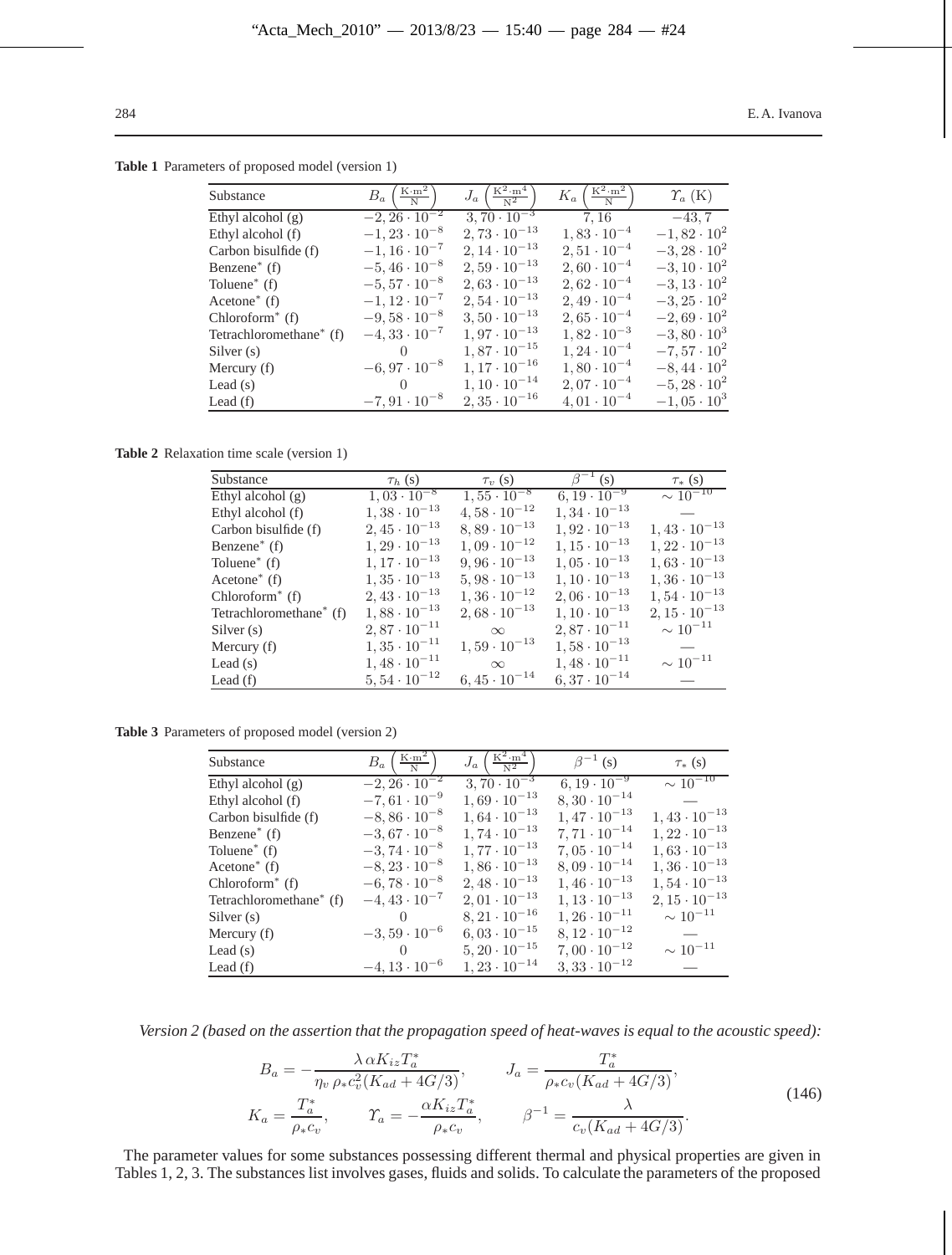**Table 1** Parameters of proposed model (version 1)

| Substance | $B_a$ $\left(\frac{\mathrm{K \cdot m^2}}{\mathrm{N}}\right)$ | $J_a$ $\left(\frac{\mathrm{K^2 \cdot m^4}}{\mathrm{N^2}}\right)$ | $K_a$ $\left(\frac{\mathrm{K^2 \cdot m^2}}{\mathrm{N}}\right)$ | $\varUpsilon_a$ (K) |
|---|---|---|---|---|
| Ethyl alcohol (g) | $-2,26 \cdot 10^{-2}$ | $3,70 \cdot 10^{-3}$ | $7,16$ | $-43,7$ |
| Ethyl alcohol (f) | $-1,23 \cdot 10^{-8}$ | $2,73 \cdot 10^{-13}$ | $1,83 \cdot 10^{-4}$ | $-1,82 \cdot 10^{2}$ |
| Carbon bisulfide (f) | $-1,16 \cdot 10^{-7}$ | $2,14 \cdot 10^{-13}$ | $2,51 \cdot 10^{-4}$ | $-3,28 \cdot 10^{2}$ |
| Benzene* (f) | $-5,46 \cdot 10^{-8}$ | $2,59 \cdot 10^{-13}$ | $2,60 \cdot 10^{-4}$ | $-3,10 \cdot 10^{2}$ |
| Toluene* (f) | $-5,57 \cdot 10^{-8}$ | $2,63 \cdot 10^{-13}$ | $2,62 \cdot 10^{-4}$ | $-3,13 \cdot 10^{2}$ |
| Acetone* (f) | $-1,12 \cdot 10^{-7}$ | $2,54 \cdot 10^{-13}$ | $2,49 \cdot 10^{-4}$ | $-3,25 \cdot 10^{2}$ |
| Chloroform* (f) | $-9,58 \cdot 10^{-8}$ | $3,50 \cdot 10^{-13}$ | $2,65 \cdot 10^{-4}$ | $-2,69 \cdot 10^{2}$ |
| Tetrachloromethane* (f) | $-4,33 \cdot 10^{-7}$ | $1,97 \cdot 10^{-13}$ | $1,82 \cdot 10^{-3}$ | $-3,80 \cdot 10^{3}$ |
| Silver (s) | $0$ | $1,87 \cdot 10^{-15}$ | $1,24 \cdot 10^{-4}$ | $-7,57 \cdot 10^{2}$ |
| Mercury (f) | $-6,97 \cdot 10^{-8}$ | $1,17 \cdot 10^{-16}$ | $1,80 \cdot 10^{-4}$ | $-8,44 \cdot 10^{2}$ |
| Lead (s) | $0$ | $1,10 \cdot 10^{-14}$ | $2,07 \cdot 10^{-4}$ | $-5,28 \cdot 10^{2}$ |
| Lead (f) | $-7,91 \cdot 10^{-8}$ | $2,35 \cdot 10^{-16}$ | $4,01 \cdot 10^{-4}$ | $-1,05 \cdot 10^{3}$ |

**Table 2** Relaxation time scale (version 1)

| Substance | $\tau_h$ (s) | $\tau_v$ (s) | $\beta^{-1}$ (s) | $\tau_*$ (s) |
|---|---|---|---|---|
| Ethyl alcohol (g) | $1,03 \cdot 10^{-8}$ | $1,55 \cdot 10^{-8}$ | $6,19 \cdot 10^{-9}$ | $\sim 10^{-10}$ |
| Ethyl alcohol (f) | $1,38 \cdot 10^{-13}$ | $4,58 \cdot 10^{-12}$ | $1,34 \cdot 10^{-13}$ | — |
| Carbon bisulfide (f) | $2,45 \cdot 10^{-13}$ | $8,89 \cdot 10^{-13}$ | $1,92 \cdot 10^{-13}$ | $1,43 \cdot 10^{-13}$ |
| Benzene* (f) | $1,29 \cdot 10^{-13}$ | $1,09 \cdot 10^{-12}$ | $1,15 \cdot 10^{-13}$ | $1,22 \cdot 10^{-13}$ |
| Toluene* (f) | $1,17 \cdot 10^{-13}$ | $9,96 \cdot 10^{-13}$ | $1,05 \cdot 10^{-13}$ | $1,63 \cdot 10^{-13}$ |
| Acetone* (f) | $1,35 \cdot 10^{-13}$ | $5,98 \cdot 10^{-13}$ | $1,10 \cdot 10^{-13}$ | $1,36 \cdot 10^{-13}$ |
| Chloroform* (f) | $2,43 \cdot 10^{-13}$ | $1,36 \cdot 10^{-12}$ | $2,06 \cdot 10^{-13}$ | $1,54 \cdot 10^{-13}$ |
| Tetrachloromethane* (f) | $1,88 \cdot 10^{-13}$ | $2,68 \cdot 10^{-13}$ | $1,10 \cdot 10^{-13}$ | $2,15 \cdot 10^{-13}$ |
| Silver (s) | $2,87 \cdot 10^{-11}$ | $\infty$ | $2,87 \cdot 10^{-11}$ | $\sim 10^{-11}$ |
| Mercury (f) | $1,35 \cdot 10^{-11}$ | $1,59 \cdot 10^{-13}$ | $1,58 \cdot 10^{-13}$ | — |
| Lead (s) | $1,48 \cdot 10^{-11}$ | $\infty$ | $1,48 \cdot 10^{-11}$ | $\sim 10^{-11}$ |
| Lead (f) | $5,54 \cdot 10^{-12}$ | $6,45 \cdot 10^{-14}$ | $6,37 \cdot 10^{-14}$ | — |

**Table 3** Parameters of proposed model (version 2)

| Substance | $B_a$ $\left(\frac{\mathrm{K \cdot m^2}}{\mathrm{N}}\right)$ | $J_a$ $\left(\frac{\mathrm{K^2 \cdot m^4}}{\mathrm{N^2}}\right)$ | $\beta^{-1}$ (s) | $\tau_*$ (s) |
|---|---|---|---|---|
| Ethyl alcohol (g) | $-2,26 \cdot 10^{-2}$ | $3,70 \cdot 10^{-3}$ | $6,19 \cdot 10^{-9}$ | $\sim 10^{-10}$ |
| Ethyl alcohol (f) | $-7,61 \cdot 10^{-9}$ | $1,69 \cdot 10^{-13}$ | $8,30 \cdot 10^{-14}$ | — |
| Carbon bisulfide (f) | $-8,86 \cdot 10^{-8}$ | $1,64 \cdot 10^{-13}$ | $1,47 \cdot 10^{-13}$ | $1,43 \cdot 10^{-13}$ |
| Benzene* (f) | $-3,67 \cdot 10^{-8}$ | $1,74 \cdot 10^{-13}$ | $7,71 \cdot 10^{-14}$ | $1,22 \cdot 10^{-13}$ |
| Toluene* (f) | $-3,74 \cdot 10^{-8}$ | $1,77 \cdot 10^{-13}$ | $7,05 \cdot 10^{-14}$ | $1,63 \cdot 10^{-13}$ |
| Acetone* (f) | $-8,23 \cdot 10^{-8}$ | $1,86 \cdot 10^{-13}$ | $8,09 \cdot 10^{-14}$ | $1,36 \cdot 10^{-13}$ |
| Chloroform* (f) | $-6,78 \cdot 10^{-8}$ | $2,48 \cdot 10^{-13}$ | $1,46 \cdot 10^{-13}$ | $1,54 \cdot 10^{-13}$ |
| Tetrachloromethane* (f) | $-4,43 \cdot 10^{-7}$ | $2,01 \cdot 10^{-13}$ | $1,13 \cdot 10^{-13}$ | $2,15 \cdot 10^{-13}$ |
| Silver (s) | $0$ | $8,21 \cdot 10^{-16}$ | $1,26 \cdot 10^{-11}$ | $\sim 10^{-11}$ |
| Mercury (f) | $-3,59 \cdot 10^{-6}$ | $6,03 \cdot 10^{-15}$ | $8,12 \cdot 10^{-12}$ | — |
| Lead (s) | $0$ | $5,20 \cdot 10^{-15}$ | $7,00 \cdot 10^{-12}$ | $\sim 10^{-11}$ |
| Lead (f) | $-4,13 \cdot 10^{-6}$ | $1,23 \cdot 10^{-14}$ | $3,33 \cdot 10^{-12}$ | — |

*Version 2 (based on the assertion that the propagation speed of heat-waves is equal to the acoustic speed):*

$$
\begin{aligned}
B_a &= -\frac{\lambda\,\alpha K_{iz} T_a^*}{\eta_v\,\rho_* c_v^2 (K_{ad} + 4G/3)}, \qquad J_a = \frac{T_a^*}{\rho_* c_v (K_{ad} + 4G/3)}, \\
K_a &= \frac{T_a^*}{\rho_* c_v}, \qquad \varUpsilon_a = -\frac{\alpha K_{iz} T_a^*}{\rho_* c_v}, \qquad \beta^{-1} = \frac{\lambda}{c_v (K_{ad} + 4G/3)}.
\end{aligned}
\tag{146}
$$

The parameter values for some substances possessing different thermal and physical properties are given in Tables 1, 2, 3. The substances list involves gases, fluids and solids. To calculate the parameters of the proposed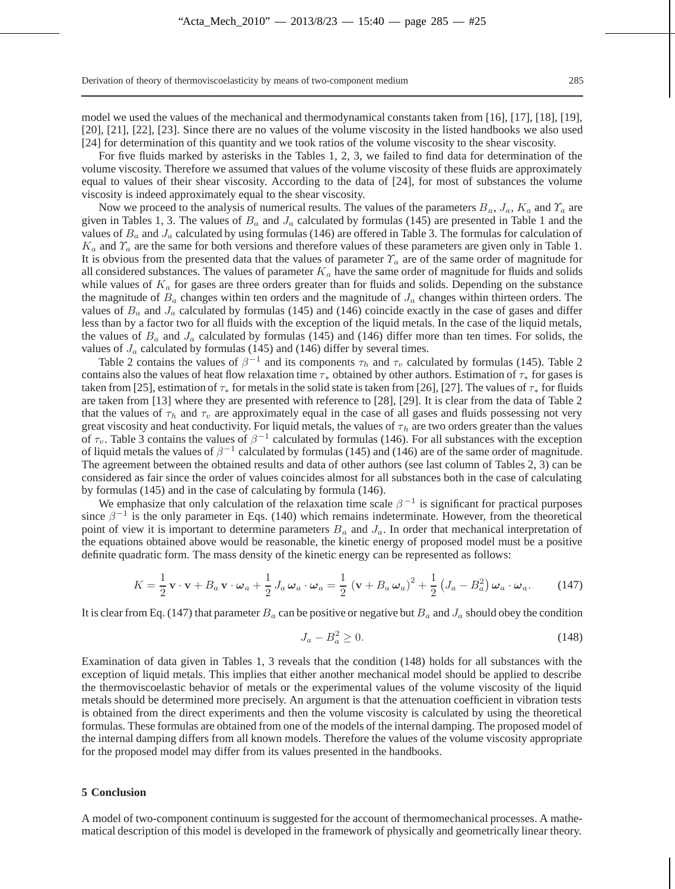model we used the values of the mechanical and thermodynamical constants taken from [16], [17], [18], [19], [20], [21], [22], [23]. Since there are no values of the volume viscosity in the listed handbooks we also used [24] for determination of this quantity and we took ratios of the volume viscosity to the shear viscosity.

For five fluids marked by asterisks in the Tables 1, 2, 3, we failed to find data for determination of the volume viscosity. Therefore we assumed that values of the volume viscosity of these fluids are approximately equal to values of their shear viscosity. According to the data of [24], for most of substances the volume viscosity is indeed approximately equal to the shear viscosity.

Now we proceed to the analysis of numerical results. The values of the parameters $B_a$, $J_a$, $K_a$ and $\Upsilon_a$ are given in Tables 1, 3. The values of $B_a$ and $J_a$ calculated by formulas (145) are presented in Table 1 and the values of $B_a$ and $J_a$ calculated by using formulas (146) are offered in Table 3. The formulas for calculation of $K_a$ and $\Upsilon_a$ are the same for both versions and therefore values of these parameters are given only in Table 1. It is obvious from the presented data that the values of parameter $\Upsilon_a$ are of the same order of magnitude for all considered substances. The values of parameter $K_a$ have the same order of magnitude for fluids and solids while values of $K_a$ for gases are three orders greater than for fluids and solids. Depending on the substance the magnitude of $B_a$ changes within ten orders and the magnitude of $J_a$ changes within thirteen orders. The values of $B_a$ and $J_a$ calculated by formulas (145) and (146) coincide exactly in the case of gases and differ less than by a factor two for all fluids with the exception of the liquid metals. In the case of the liquid metals, the values of $B_a$ and $J_a$ calculated by formulas (145) and (146) differ more than ten times. For solids, the values of $J_a$ calculated by formulas (145) and (146) differ by several times.

Table 2 contains the values of $\beta^{-1}$ and its components $\tau_h$ and $\tau_v$ calculated by formulas (145). Table 2 contains also the values of heat flow relaxation time $\tau_*$ obtained by other authors. Estimation of $\tau_*$ for gases is taken from [25], estimation of $\tau_*$ for metals in the solid state is taken from [26], [27]. The values of $\tau_*$ for fluids are taken from [13] where they are presented with reference to [28], [29]. It is clear from the data of Table 2 that the values of $\tau_h$ and $\tau_v$ are approximately equal in the case of all gases and fluids possessing not very great viscosity and heat conductivity. For liquid metals, the values of $\tau_h$ are two orders greater than the values of $\tau_v$. Table 3 contains the values of $\beta^{-1}$ calculated by formulas (146). For all substances with the exception of liquid metals the values of $\beta^{-1}$ calculated by formulas (145) and (146) are of the same order of magnitude. The agreement between the obtained results and data of other authors (see last column of Tables 2, 3) can be considered as fair since the order of values coincides almost for all substances both in the case of calculating by formulas (145) and in the case of calculating by formula (146).

We emphasize that only calculation of the relaxation time scale $\beta^{-1}$ is significant for practical purposes since $\beta^{-1}$ is the only parameter in Eqs. (140) which remains indeterminate. However, from the theoretical point of view it is important to determine parameters $B_a$ and $J_a$. In order that mechanical interpretation of the equations obtained above would be reasonable, the kinetic energy of proposed model must be a positive definite quadratic form. The mass density of the kinetic energy can be represented as follows:

$$K = \frac{1}{2}\,\mathbf{v}\cdot\mathbf{v} + B_a\,\mathbf{v}\cdot\boldsymbol{\omega}_a + \frac{1}{2}\,J_a\,\boldsymbol{\omega}_a\cdot\boldsymbol{\omega}_a = \frac{1}{2}\,\left(\mathbf{v} + B_a\,\boldsymbol{\omega}_a\right)^2 + \frac{1}{2}\left(J_a - B_a^2\right)\boldsymbol{\omega}_a\cdot\boldsymbol{\omega}_a. \tag{147}$$

It is clear from Eq. (147) that parameter $B_a$ can be positive or negative but $B_a$ and $J_a$ should obey the condition

$$J_a - B_a^2 \geq 0. \tag{148}$$

Examination of data given in Tables 1, 3 reveals that the condition (148) holds for all substances with the exception of liquid metals. This implies that either another mechanical model should be applied to describe the thermoviscoelastic behavior of metals or the experimental values of the volume viscosity of the liquid metals should be determined more precisely. An argument is that the attenuation coefficient in vibration tests is obtained from the direct experiments and then the volume viscosity is calculated by using the theoretical formulas. These formulas are obtained from one of the models of the internal damping. The proposed model of the internal damping differs from all known models. Therefore the values of the volume viscosity appropriate for the proposed model may differ from its values presented in the handbooks.

## 5 Conclusion

A model of two-component continuum is suggested for the account of thermomechanical processes. A mathematical description of this model is developed in the framework of physically and geometrically linear theory.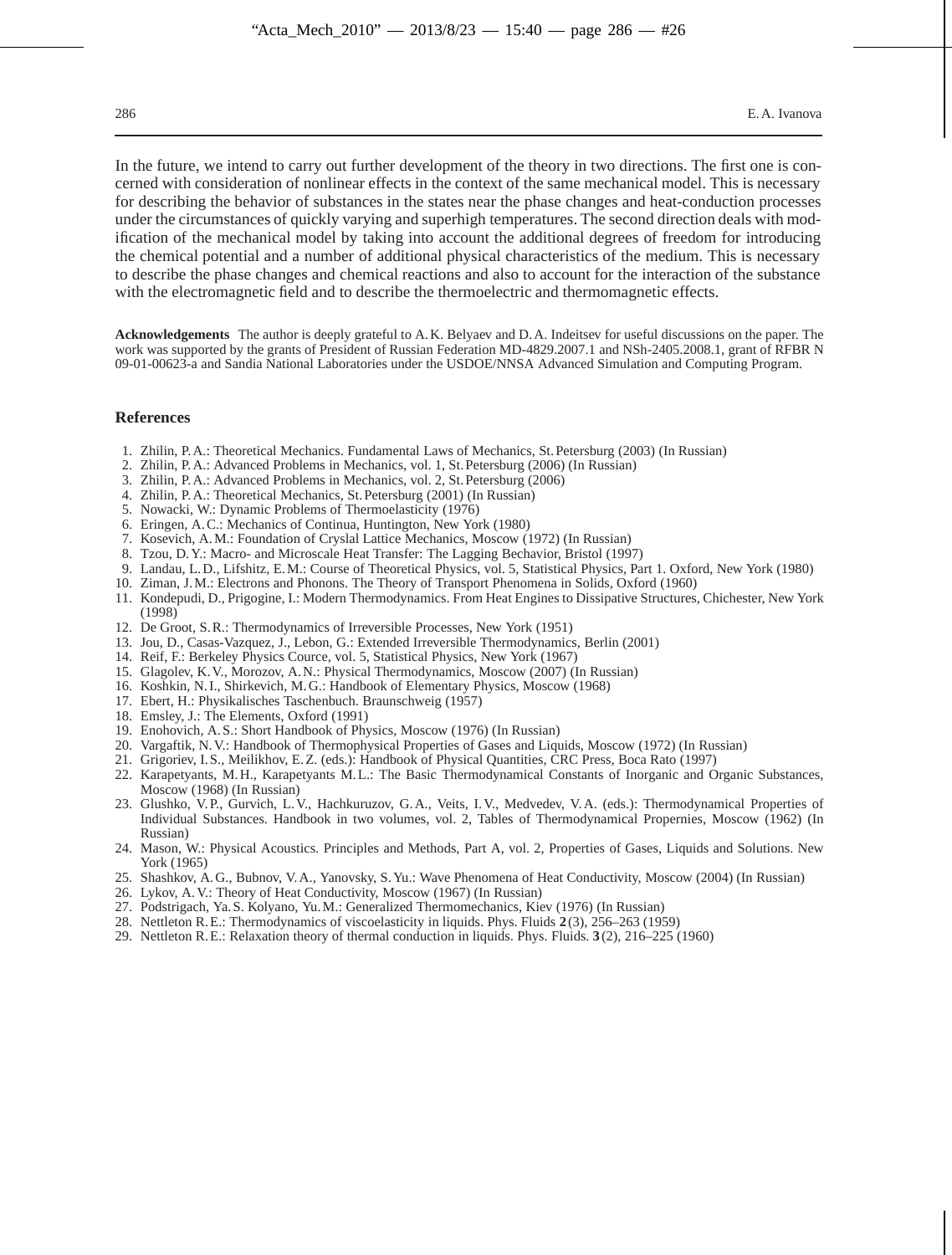In the future, we intend to carry out further development of the theory in two directions. The first one is concerned with consideration of nonlinear effects in the context of the same mechanical model. This is necessary for describing the behavior of substances in the states near the phase changes and heat-conduction processes under the circumstances of quickly varying and superhigh temperatures. The second direction deals with modification of the mechanical model by taking into account the additional degrees of freedom for introducing the chemical potential and a number of additional physical characteristics of the medium. This is necessary to describe the phase changes and chemical reactions and also to account for the interaction of the substance with the electromagnetic field and to describe the thermoelectric and thermomagnetic effects.

**Acknowledgements** The author is deeply grateful to A. K. Belyaev and D. A. Indeitsev for useful discussions on the paper. The work was supported by the grants of President of Russian Federation MD-4829.2007.1 and NSh-2405.2008.1, grant of RFBR N 09-01-00623-a and Sandia National Laboratories under the USDOE/NNSA Advanced Simulation and Computing Program.

## References

1. Zhilin, P. A.: Theoretical Mechanics. Fundamental Laws of Mechanics, St. Petersburg (2003) (In Russian)
2. Zhilin, P. A.: Advanced Problems in Mechanics, vol. 1, St. Petersburg (2006) (In Russian)
3. Zhilin, P. A.: Advanced Problems in Mechanics, vol. 2, St. Petersburg (2006)
4. Zhilin, P. A.: Theoretical Mechanics, St. Petersburg (2001) (In Russian)
5. Nowacki, W.: Dynamic Problems of Thermoelasticity (1976)
6. Eringen, A. C.: Mechanics of Continua, Huntington, New York (1980)
7. Kosevich, A. M.: Foundation of Cryslal Lattice Mechanics, Moscow (1972) (In Russian)
8. Tzou, D. Y.: Macro- and Microscale Heat Transfer: The Lagging Bechavior, Bristol (1997)
9. Landau, L. D., Lifshitz, E. M.: Course of Theoretical Physics, vol. 5, Statistical Physics, Part 1. Oxford, New York (1980)
10. Ziman, J. M.: Electrons and Phonons. The Theory of Transport Phenomena in Solids, Oxford (1960)
11. Kondepudi, D., Prigogine, I.: Modern Thermodynamics. From Heat Engines to Dissipative Structures, Chichester, New York (1998)
12. De Groot, S. R.: Thermodynamics of Irreversible Processes, New York (1951)
13. Jou, D., Casas-Vazquez, J., Lebon, G.: Extended Irreversible Thermodynamics, Berlin (2001)
14. Reif, F.: Berkeley Physics Cource, vol. 5, Statistical Physics, New York (1967)
15. Glagolev, K. V., Morozov, A. N.: Physical Thermodynamics, Moscow (2007) (In Russian)
16. Koshkin, N. I., Shirkevich, M. G.: Handbook of Elementary Physics, Moscow (1968)
17. Ebert, H.: Physikalisches Taschenbuch. Braunschweig (1957)
18. Emsley, J.: The Elements, Oxford (1991)
19. Enohovich, A. S.: Short Handbook of Physics, Moscow (1976) (In Russian)
20. Vargaftik, N. V.: Handbook of Thermophysical Properties of Gases and Liquids, Moscow (1972) (In Russian)
21. Grigoriev, I. S., Meilikhov, E. Z. (eds.): Handbook of Physical Quantities, CRC Press, Boca Rato (1997)
22. Karapetyants, M. H., Karapetyants M. L.: The Basic Thermodynamical Constants of Inorganic and Organic Substances, Moscow (1968) (In Russian)
23. Glushko, V. P., Gurvich, L. V., Hachkuruzov, G. A., Veits, I. V., Medvedev, V. A. (eds.): Thermodynamical Properties of Individual Substances. Handbook in two volumes, vol. 2, Tables of Thermodynamical Propernies, Moscow (1962) (In Russian)
24. Mason, W.: Physical Acoustics. Principles and Methods, Part A, vol. 2, Properties of Gases, Liquids and Solutions. New York (1965)
25. Shashkov, A. G., Bubnov, V. A., Yanovsky, S. Yu.: Wave Phenomena of Heat Conductivity, Moscow (2004) (In Russian)
26. Lykov, A. V.: Theory of Heat Conductivity, Moscow (1967) (In Russian)
27. Podstrigach, Ya. S. Kolyano, Yu. M.: Generalized Thermomechanics, Kiev (1976) (In Russian)
28. Nettleton R. E.: Thermodynamics of viscoelasticity in liquids. Phys. Fluids **2** (3), 256–263 (1959)
29. Nettleton R. E.: Relaxation theory of thermal conduction in liquids. Phys. Fluids. **3** (2), 216–225 (1960)